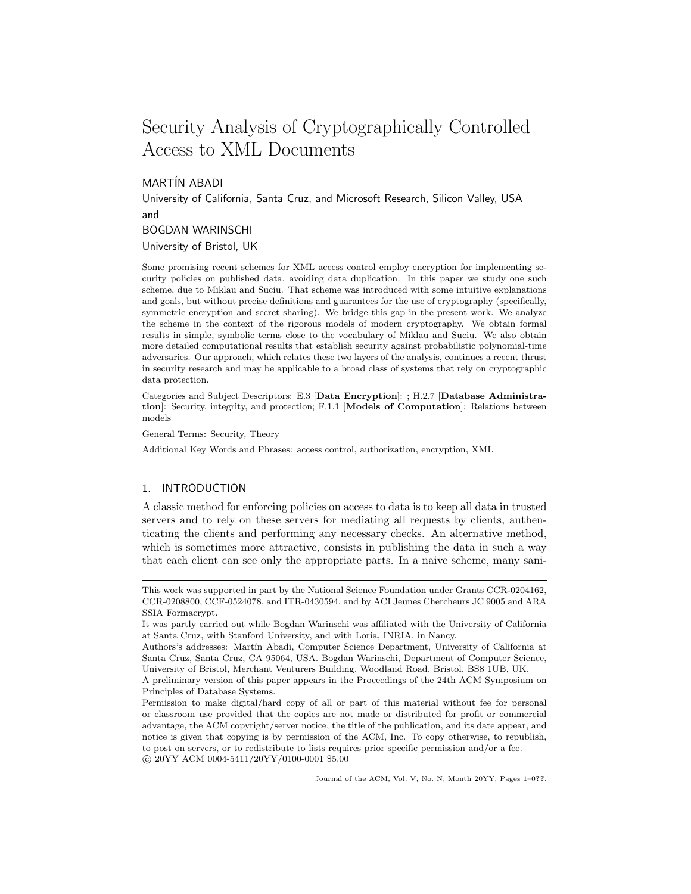# Security Analysis of Cryptographically Controlled Access to XML Documents

MARTÍN ABADI

University of California, Santa Cruz, and Microsoft Research, Silicon Valley, USA

and

BOGDAN WARINSCHI

University of Bristol, UK

Some promising recent schemes for XML access control employ encryption for implementing security policies on published data, avoiding data duplication. In this paper we study one such scheme, due to Miklau and Suciu. That scheme was introduced with some intuitive explanations and goals, but without precise definitions and guarantees for the use of cryptography (specifically, symmetric encryption and secret sharing). We bridge this gap in the present work. We analyze the scheme in the context of the rigorous models of modern cryptography. We obtain formal results in simple, symbolic terms close to the vocabulary of Miklau and Suciu. We also obtain more detailed computational results that establish security against probabilistic polynomial-time adversaries. Our approach, which relates these two layers of the analysis, continues a recent thrust in security research and may be applicable to a broad class of systems that rely on cryptographic data protection.

Categories and Subject Descriptors: E.3 [**Data Encryption**]: ; H.2.7 [**Database Administration**]: Security, integrity, and protection; F.1.1 [**Models of Computation**]: Relations between models

General Terms: Security, Theory

Additional Key Words and Phrases: access control, authorization, encryption, XML

## 1. INTRODUCTION

A classic method for enforcing policies on access to data is to keep all data in trusted servers and to rely on these servers for mediating all requests by clients, authenticating the clients and performing any necessary checks. An alternative method, which is sometimes more attractive, consists in publishing the data in such a way that each client can see only the appropriate parts. In a naive scheme, many sani-

---

This work was supported in part by the National Science Foundation under Grants CCR-0204162, CCR-0208800, CCF-0524078, and ITR-0430594, and by ACI Jeunes Chercheurs JC 9005 and ARA SSIA Formacrypt.

It was partly carried out while Bogdan Warinschi was affiliated with the University of California at Santa Cruz, with Stanford University, and with Loria, INRIA, in Nancy.

Authors's addresses: Martín Abadi, Computer Science Department, University of California at Santa Cruz, Santa Cruz, CA 95064, USA. Bogdan Warinschi, Department of Computer Science, University of Bristol, Merchant Venturers Building, Woodland Road, Bristol, BS8 1UB, UK.

A preliminary version of this paper appears in the Proceedings of the 24th ACM Symposium on Principles of Database Systems.

Permission to make digital/hard copy of all or part of this material without fee for personal or classroom use provided that the copies are not made or distributed for profit or commercial advantage, the ACM copyright/server notice, the title of the publication, and its date appear, and notice is given that copying is by permission of the ACM, Inc. To copy otherwise, to republish, to post on servers, or to redistribute to lists requires prior specific permission and/or a fee.
© 20YY ACM 0004-5411/20YY/0100-0001 $5.00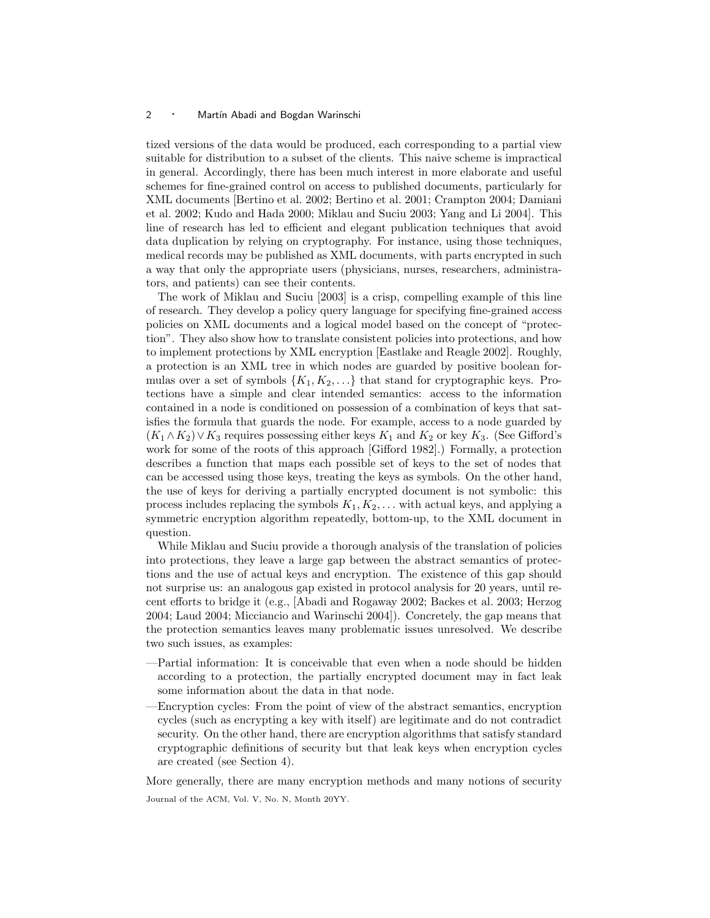tized versions of the data would be produced, each corresponding to a partial view suitable for distribution to a subset of the clients. This naive scheme is impractical in general. Accordingly, there has been much interest in more elaborate and useful schemes for fine-grained control on access to published documents, particularly for XML documents [Bertino et al. 2002; Bertino et al. 2001; Crampton 2004; Damiani et al. 2002; Kudo and Hada 2000; Miklau and Suciu 2003; Yang and Li 2004]. This line of research has led to efficient and elegant publication techniques that avoid data duplication by relying on cryptography. For instance, using those techniques, medical records may be published as XML documents, with parts encrypted in such a way that only the appropriate users (physicians, nurses, researchers, administrators, and patients) can see their contents.

The work of Miklau and Suciu [2003] is a crisp, compelling example of this line of research. They develop a policy query language for specifying fine-grained access policies on XML documents and a logical model based on the concept of "protection". They also show how to translate consistent policies into protections, and how to implement protections by XML encryption [Eastlake and Reagle 2002]. Roughly, a protection is an XML tree in which nodes are guarded by positive boolean formulas over a set of symbols $\{K_1, K_2, \ldots\}$ that stand for cryptographic keys. Protections have a simple and clear intended semantics: access to the information contained in a node is conditioned on possession of a combination of keys that satisfies the formula that guards the node. For example, access to a node guarded by $(K_1 \wedge K_2) \vee K_3$ requires possessing either keys $K_1$ and $K_2$ or key $K_3$. (See Gifford's work for some of the roots of this approach [Gifford 1982].) Formally, a protection describes a function that maps each possible set of keys to the set of nodes that can be accessed using those keys, treating the keys as symbols. On the other hand, the use of keys for deriving a partially encrypted document is not symbolic: this process includes replacing the symbols $K_1, K_2, \ldots$ with actual keys, and applying a symmetric encryption algorithm repeatedly, bottom-up, to the XML document in question.

While Miklau and Suciu provide a thorough analysis of the translation of policies into protections, they leave a large gap between the abstract semantics of protections and the use of actual keys and encryption. The existence of this gap should not surprise us: an analogous gap existed in protocol analysis for 20 years, until recent efforts to bridge it (e.g., [Abadi and Rogaway 2002; Backes et al. 2003; Herzog 2004; Laud 2004; Micciancio and Warinschi 2004]). Concretely, the gap means that the protection semantics leaves many problematic issues unresolved. We describe two such issues, as examples:

—Partial information: It is conceivable that even when a node should be hidden according to a protection, the partially encrypted document may in fact leak some information about the data in that node.

—Encryption cycles: From the point of view of the abstract semantics, encryption cycles (such as encrypting a key with itself) are legitimate and do not contradict security. On the other hand, there are encryption algorithms that satisfy standard cryptographic definitions of security but that leak keys when encryption cycles are created (see Section 4).

More generally, there are many encryption methods and many notions of security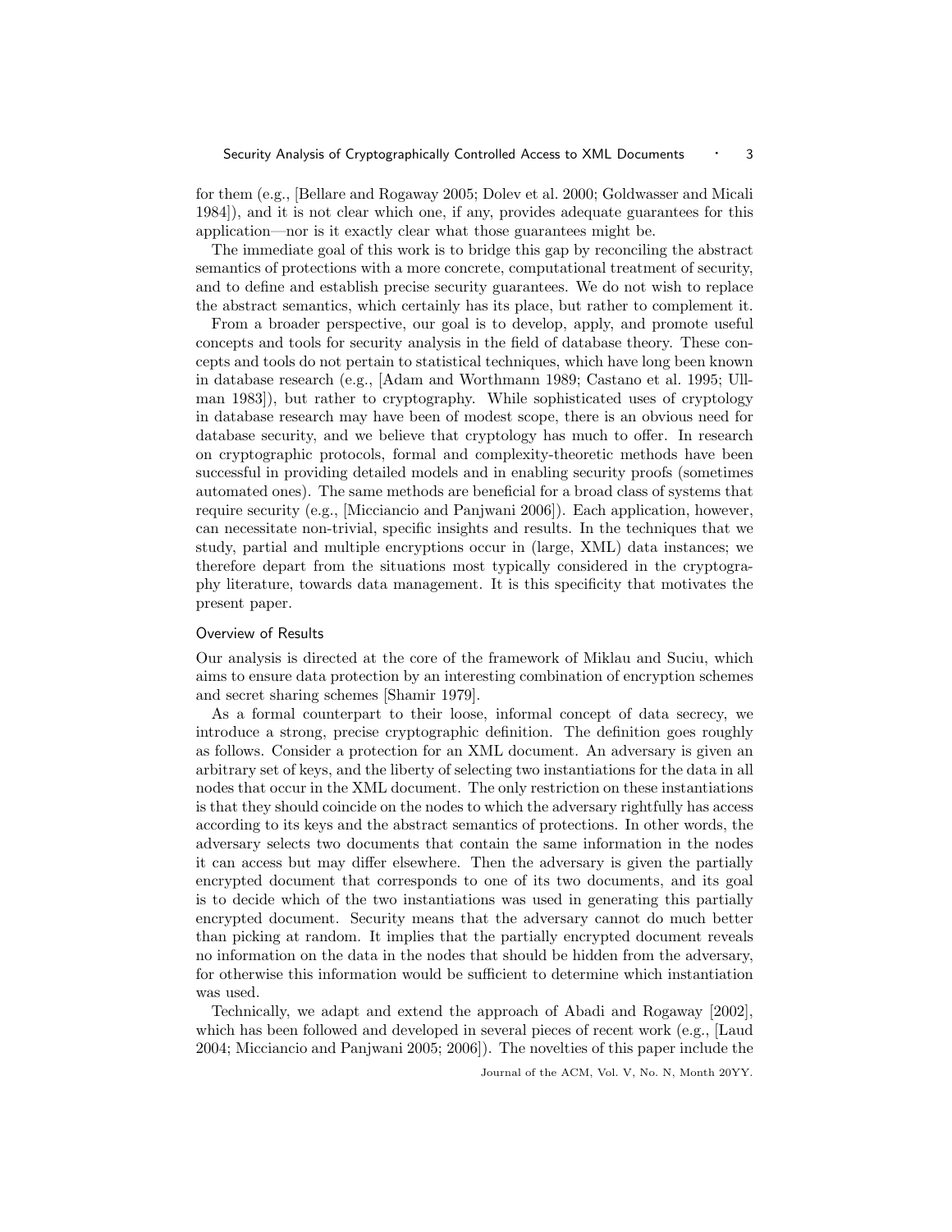for them (e.g., [Bellare and Rogaway 2005; Dolev et al. 2000; Goldwasser and Micali 1984]), and it is not clear which one, if any, provides adequate guarantees for this application—nor is it exactly clear what those guarantees might be.

The immediate goal of this work is to bridge this gap by reconciling the abstract semantics of protections with a more concrete, computational treatment of security, and to define and establish precise security guarantees. We do not wish to replace the abstract semantics, which certainly has its place, but rather to complement it.

From a broader perspective, our goal is to develop, apply, and promote useful concepts and tools for security analysis in the field of database theory. These concepts and tools do not pertain to statistical techniques, which have long been known in database research (e.g., [Adam and Worthmann 1989; Castano et al. 1995; Ullman 1983]), but rather to cryptography. While sophisticated uses of cryptology in database research may have been of modest scope, there is an obvious need for database security, and we believe that cryptology has much to offer. In research on cryptographic protocols, formal and complexity-theoretic methods have been successful in providing detailed models and in enabling security proofs (sometimes automated ones). The same methods are beneficial for a broad class of systems that require security (e.g., [Micciancio and Panjwani 2006]). Each application, however, can necessitate non-trivial, specific insights and results. In the techniques that we study, partial and multiple encryptions occur in (large, XML) data instances; we therefore depart from the situations most typically considered in the cryptography literature, towards data management. It is this specificity that motivates the present paper.

## Overview of Results

Our analysis is directed at the core of the framework of Miklau and Suciu, which aims to ensure data protection by an interesting combination of encryption schemes and secret sharing schemes [Shamir 1979].

As a formal counterpart to their loose, informal concept of data secrecy, we introduce a strong, precise cryptographic definition. The definition goes roughly as follows. Consider a protection for an XML document. An adversary is given an arbitrary set of keys, and the liberty of selecting two instantiations for the data in all nodes that occur in the XML document. The only restriction on these instantiations is that they should coincide on the nodes to which the adversary rightfully has access according to its keys and the abstract semantics of protections. In other words, the adversary selects two documents that contain the same information in the nodes it can access but may differ elsewhere. Then the adversary is given the partially encrypted document that corresponds to one of its two documents, and its goal is to decide which of the two instantiations was used in generating this partially encrypted document. Security means that the adversary cannot do much better than picking at random. It implies that the partially encrypted document reveals no information on the data in the nodes that should be hidden from the adversary, for otherwise this information would be sufficient to determine which instantiation was used.

Technically, we adapt and extend the approach of Abadi and Rogaway [2002], which has been followed and developed in several pieces of recent work (e.g., [Laud 2004; Micciancio and Panjwani 2005; 2006]). The novelties of this paper include the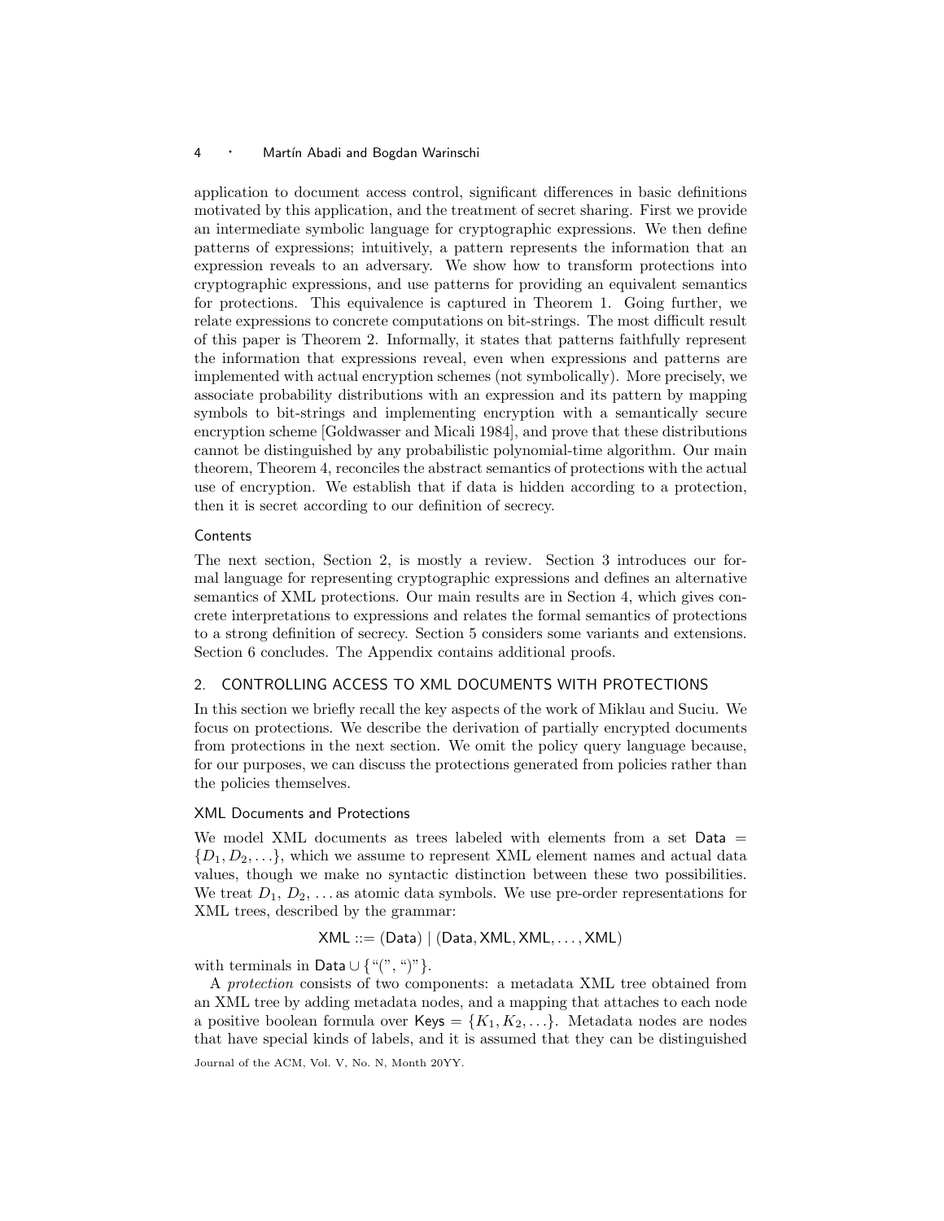application to document access control, significant differences in basic definitions motivated by this application, and the treatment of secret sharing. First we provide an intermediate symbolic language for cryptographic expressions. We then define patterns of expressions; intuitively, a pattern represents the information that an expression reveals to an adversary. We show how to transform protections into cryptographic expressions, and use patterns for providing an equivalent semantics for protections. This equivalence is captured in Theorem 1. Going further, we relate expressions to concrete computations on bit-strings. The most difficult result of this paper is Theorem 2. Informally, it states that patterns faithfully represent the information that expressions reveal, even when expressions and patterns are implemented with actual encryption schemes (not symbolically). More precisely, we associate probability distributions with an expression and its pattern by mapping symbols to bit-strings and implementing encryption with a semantically secure encryption scheme [Goldwasser and Micali 1984], and prove that these distributions cannot be distinguished by any probabilistic polynomial-time algorithm. Our main theorem, Theorem 4, reconciles the abstract semantics of protections with the actual use of encryption. We establish that if data is hidden according to a protection, then it is secret according to our definition of secrecy.

### Contents

The next section, Section 2, is mostly a review. Section 3 introduces our formal language for representing cryptographic expressions and defines an alternative semantics of XML protections. Our main results are in Section 4, which gives concrete interpretations to expressions and relates the formal semantics of protections to a strong definition of secrecy. Section 5 considers some variants and extensions. Section 6 concludes. The Appendix contains additional proofs.

## 2. CONTROLLING ACCESS TO XML DOCUMENTS WITH PROTECTIONS

In this section we briefly recall the key aspects of the work of Miklau and Suciu. We focus on protections. We describe the derivation of partially encrypted documents from protections in the next section. We omit the policy query language because, for our purposes, we can discuss the protections generated from policies rather than the policies themselves.

### XML Documents and Protections

We model XML documents as trees labeled with elements from a set $\mathsf{Data} = \{D_1, D_2, \ldots\}$, which we assume to represent XML element names and actual data values, though we make no syntactic distinction between these two possibilities. We treat $D_1$, $D_2$, ... as atomic data symbols. We use pre-order representations for XML trees, described by the grammar:

$$\mathsf{XML} ::= (\mathsf{Data}) \mid (\mathsf{Data}, \mathsf{XML}, \mathsf{XML}, \ldots, \mathsf{XML})$$

with terminals in $\mathsf{Data} \cup \{\text{“(”}, \text{“)”}\}$.

A *protection* consists of two components: a metadata XML tree obtained from an XML tree by adding metadata nodes, and a mapping that attaches to each node a positive boolean formula over $\mathsf{Keys} = \{K_1, K_2, \ldots\}$. Metadata nodes are nodes that have special kinds of labels, and it is assumed that they can be distinguished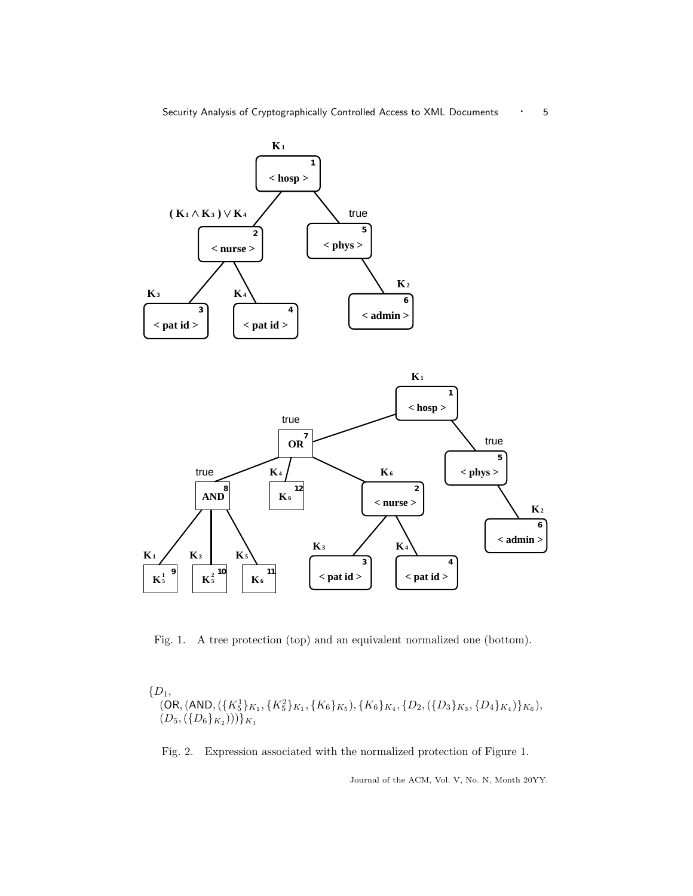Fig. 1. A tree protection (top) and an equivalent normalized one (bottom).

$$
\begin{aligned}
&\{D_1, \\
&\quad (\mathsf{OR}, (\mathsf{AND}, (\{K_5^1\}_{K_1}, \{K_5^2\}_{K_1}, \{K_6\}_{K_5}), \{K_6\}_{K_4}, \{D_2, (\{D_3\}_{K_3}, \{D_4\}_{K_4})\}_{K_6}), \\
&\quad (D_5, (\{D_6\}_{K_2})))\}_{K_1}
\end{aligned}
$$

Fig. 2. Expression associated with the normalized protection of Figure 1.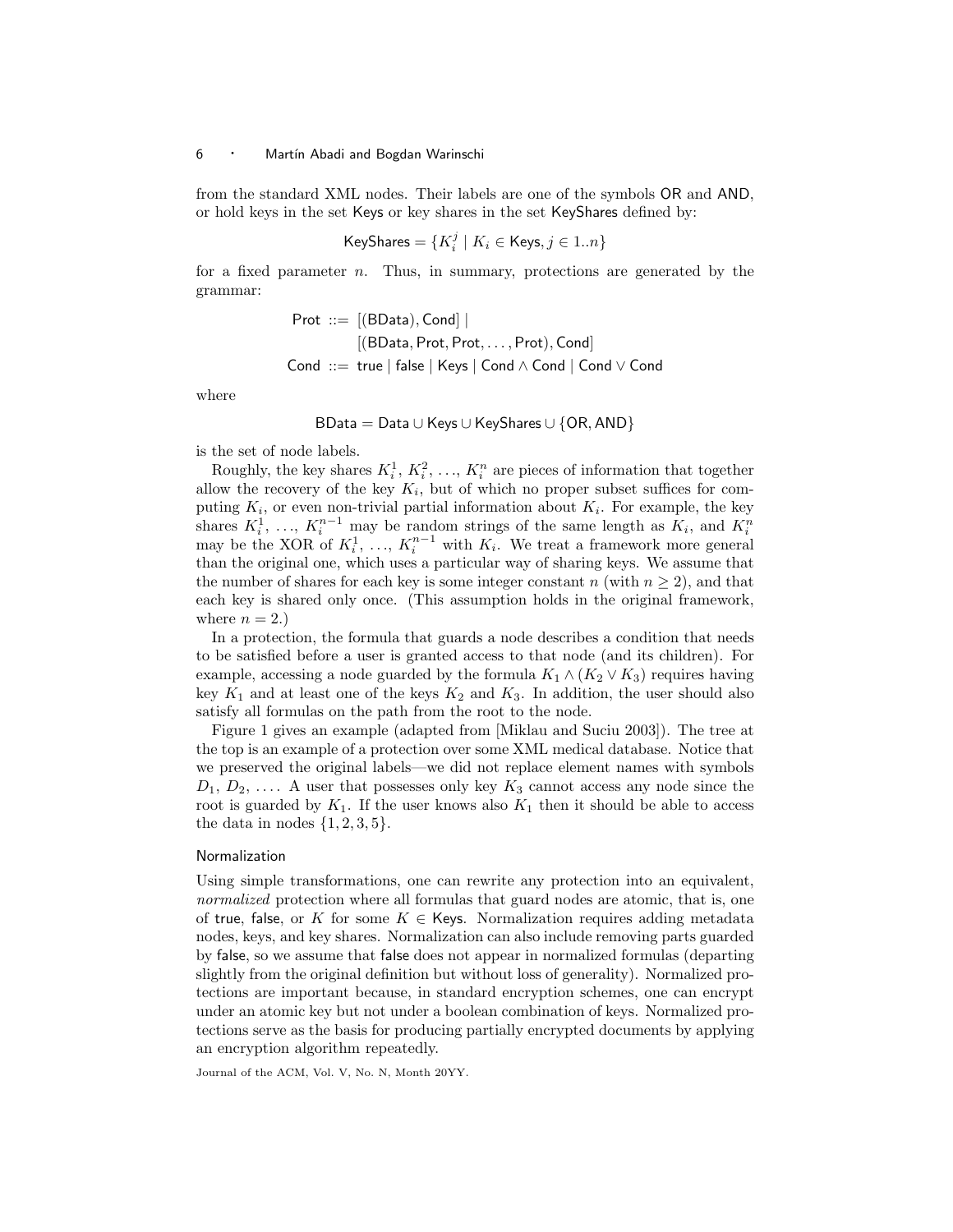from the standard XML nodes. Their labels are one of the symbols OR and AND, or hold keys in the set Keys or key shares in the set KeyShares defined by:

$$\mathsf{KeyShares} = \{K_i^j \mid K_i \in \mathsf{Keys}, j \in 1..n\}$$

for a fixed parameter $n$. Thus, in summary, protections are generated by the grammar:

$$\begin{aligned}
\mathsf{Prot} \;&::=\; [(\mathsf{BData}), \mathsf{Cond}] \mid \\
&\phantom{::=}\; [(\mathsf{BData}, \mathsf{Prot}, \mathsf{Prot}, \ldots, \mathsf{Prot}), \mathsf{Cond}] \\
\mathsf{Cond} \;&::=\; \mathsf{true} \mid \mathsf{false} \mid \mathsf{Keys} \mid \mathsf{Cond} \wedge \mathsf{Cond} \mid \mathsf{Cond} \vee \mathsf{Cond}
\end{aligned}$$

where

$$\mathsf{BData} = \mathsf{Data} \cup \mathsf{Keys} \cup \mathsf{KeyShares} \cup \{\mathsf{OR}, \mathsf{AND}\}$$

is the set of node labels.

Roughly, the key shares $K_i^1$, $K_i^2$, ..., $K_i^n$ are pieces of information that together allow the recovery of the key $K_i$, but of which no proper subset suffices for computing $K_i$, or even non-trivial partial information about $K_i$. For example, the key shares $K_i^1$, ..., $K_i^{n-1}$ may be random strings of the same length as $K_i$, and $K_i^n$ may be the XOR of $K_i^1$, ..., $K_i^{n-1}$ with $K_i$. We treat a framework more general than the original one, which uses a particular way of sharing keys. We assume that the number of shares for each key is some integer constant $n$ (with $n \geq 2$), and that each key is shared only once. (This assumption holds in the original framework, where $n = 2$.)

In a protection, the formula that guards a node describes a condition that needs to be satisfied before a user is granted access to that node (and its children). For example, accessing a node guarded by the formula $K_1 \wedge (K_2 \vee K_3)$ requires having key $K_1$ and at least one of the keys $K_2$ and $K_3$. In addition, the user should also satisfy all formulas on the path from the root to the node.

Figure 1 gives an example (adapted from [Miklau and Suciu 2003]). The tree at the top is an example of a protection over some XML medical database. Notice that we preserved the original labels—we did not replace element names with symbols $D_1$, $D_2$, .... A user that possesses only key $K_3$ cannot access any node since the root is guarded by $K_1$. If the user knows also $K_1$ then it should be able to access the data in nodes $\{1, 2, 3, 5\}$.

## Normalization

Using simple transformations, one can rewrite any protection into an equivalent, *normalized* protection where all formulas that guard nodes are atomic, that is, one of true, false, or $K$ for some $K \in \mathsf{Keys}$. Normalization requires adding metadata nodes, keys, and key shares. Normalization can also include removing parts guarded by false, so we assume that false does not appear in normalized formulas (departing slightly from the original definition but without loss of generality). Normalized protections are important because, in standard encryption schemes, one can encrypt under an atomic key but not under a boolean combination of keys. Normalized protections serve as the basis for producing partially encrypted documents by applying an encryption algorithm repeatedly.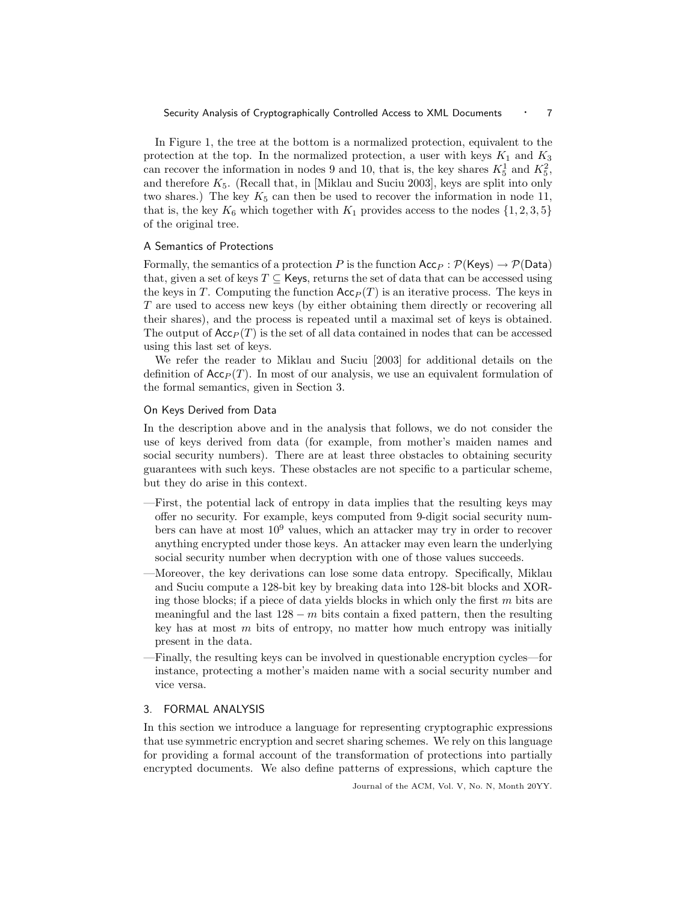In Figure 1, the tree at the bottom is a normalized protection, equivalent to the protection at the top. In the normalized protection, a user with keys $K_1$ and $K_3$ can recover the information in nodes 9 and 10, that is, the key shares $K_5^1$ and $K_5^2$, and therefore $K_5$. (Recall that, in [Miklau and Suciu 2003], keys are split into only two shares.) The key $K_5$ can then be used to recover the information in node 11, that is, the key $K_6$ which together with $K_1$ provides access to the nodes $\{1, 2, 3, 5\}$ of the original tree.

#### A Semantics of Protections

Formally, the semantics of a protection $P$ is the function $\mathsf{Acc}_P : \mathcal{P}(\mathsf{Keys}) \rightarrow \mathcal{P}(\mathsf{Data})$ that, given a set of keys $T \subseteq \mathsf{Keys}$, returns the set of data that can be accessed using the keys in $T$. Computing the function $\mathsf{Acc}_P(T)$ is an iterative process. The keys in $T$ are used to access new keys (by either obtaining them directly or recovering all their shares), and the process is repeated until a maximal set of keys is obtained. The output of $\mathsf{Acc}_P(T)$ is the set of all data contained in nodes that can be accessed using this last set of keys.

We refer the reader to Miklau and Suciu [2003] for additional details on the definition of $\mathsf{Acc}_P(T)$. In most of our analysis, we use an equivalent formulation of the formal semantics, given in Section 3.

#### On Keys Derived from Data

In the description above and in the analysis that follows, we do not consider the use of keys derived from data (for example, from mother's maiden names and social security numbers). There are at least three obstacles to obtaining security guarantees with such keys. These obstacles are not specific to a particular scheme, but they do arise in this context.

- First, the potential lack of entropy in data implies that the resulting keys may offer no security. For example, keys computed from 9-digit social security numbers can have at most $10^9$ values, which an attacker may try in order to recover anything encrypted under those keys. An attacker may even learn the underlying social security number when decryption with one of those values succeeds.
- Moreover, the key derivations can lose some data entropy. Specifically, Miklau and Suciu compute a 128-bit key by breaking data into 128-bit blocks and XORing those blocks; if a piece of data yields blocks in which only the first $m$ bits are meaningful and the last $128 - m$ bits contain a fixed pattern, then the resulting key has at most $m$ bits of entropy, no matter how much entropy was initially present in the data.
- Finally, the resulting keys can be involved in questionable encryption cycles—for instance, protecting a mother's maiden name with a social security number and vice versa.

## 3. FORMAL ANALYSIS

In this section we introduce a language for representing cryptographic expressions that use symmetric encryption and secret sharing schemes. We rely on this language for providing a formal account of the transformation of protections into partially encrypted documents. We also define patterns of expressions, which capture the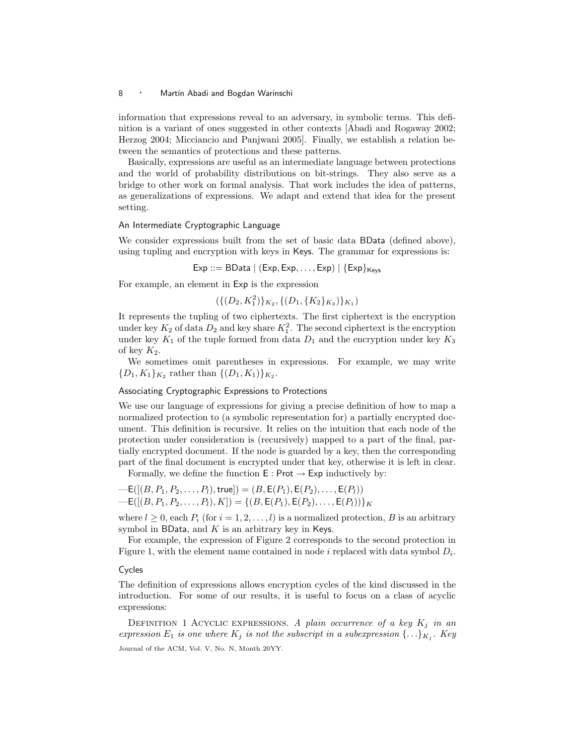information that expressions reveal to an adversary, in symbolic terms. This definition is a variant of ones suggested in other contexts [Abadi and Rogaway 2002; Herzog 2004; Micciancio and Panjwani 2005]. Finally, we establish a relation between the semantics of protections and these patterns.

Basically, expressions are useful as an intermediate language between protections and the world of probability distributions on bit-strings. They also serve as a bridge to other work on formal analysis. That work includes the idea of patterns, as generalizations of expressions. We adapt and extend that idea for the present setting.

### An Intermediate Cryptographic Language

We consider expressions built from the set of basic data $\mathsf{BData}$ (defined above), using tupling and encryption with keys in $\mathsf{Keys}$. The grammar for expressions is:

$$\mathsf{Exp} ::= \mathsf{BData} \mid (\mathsf{Exp}, \mathsf{Exp}, \ldots, \mathsf{Exp}) \mid \{\mathsf{Exp}\}_{\mathsf{Keys}}$$

For example, an element in $\mathsf{Exp}$ is the expression

$$(\{(D_2, K_1^2)\}_{K_2}, \{(D_1, \{K_2\}_{K_3})\}_{K_1})$$

It represents the tupling of two ciphertexts. The first ciphertext is the encryption under key $K_2$ of data $D_2$ and key share $K_1^2$. The second ciphertext is the encryption under key $K_1$ of the tuple formed from data $D_1$ and the encryption under key $K_3$ of key $K_2$.

We sometimes omit parentheses in expressions. For example, we may write $\{D_1, K_1\}_{K_2}$ rather than $\{(D_1, K_1)\}_{K_2}$.

### Associating Cryptographic Expressions to Protections

We use our language of expressions for giving a precise definition of how to map a normalized protection to (a symbolic representation for) a partially encrypted document. This definition is recursive. It relies on the intuition that each node of the protection under consideration is (recursively) mapped to a part of the final, partially encrypted document. If the node is guarded by a key, then the corresponding part of the final document is encrypted under that key, otherwise it is left in clear.

Formally, we define the function $\mathsf{E} : \mathsf{Prot} \to \mathsf{Exp}$ inductively by:

—$\mathsf{E}([(B, P_1, P_2, \ldots, P_l), \mathsf{true}]) = (B, \mathsf{E}(P_1), \mathsf{E}(P_2), \ldots, \mathsf{E}(P_l))$
—$\mathsf{E}([(B, P_1, P_2, \ldots, P_l), K]) = \{(B, \mathsf{E}(P_1), \mathsf{E}(P_2), \ldots, \mathsf{E}(P_l))\}_K$

where $l \geq 0$, each $P_i$ (for $i = 1, 2, \ldots, l$) is a normalized protection, $B$ is an arbitrary symbol in $\mathsf{BData}$, and $K$ is an arbitrary key in $\mathsf{Keys}$.

For example, the expression of Figure 2 corresponds to the second protection in Figure 1, with the element name contained in node $i$ replaced with data symbol $D_i$.

### Cycles

The definition of expressions allows encryption cycles of the kind discussed in the introduction. For some of our results, it is useful to focus on a class of acyclic expressions:

Definition 1 Acyclic expressions. *A plain occurrence of a key $K_j$ in an expression $E_1$ is one where $K_j$ is not the subscript in a subexpression $\{\ldots\}_{K_j}$. Key*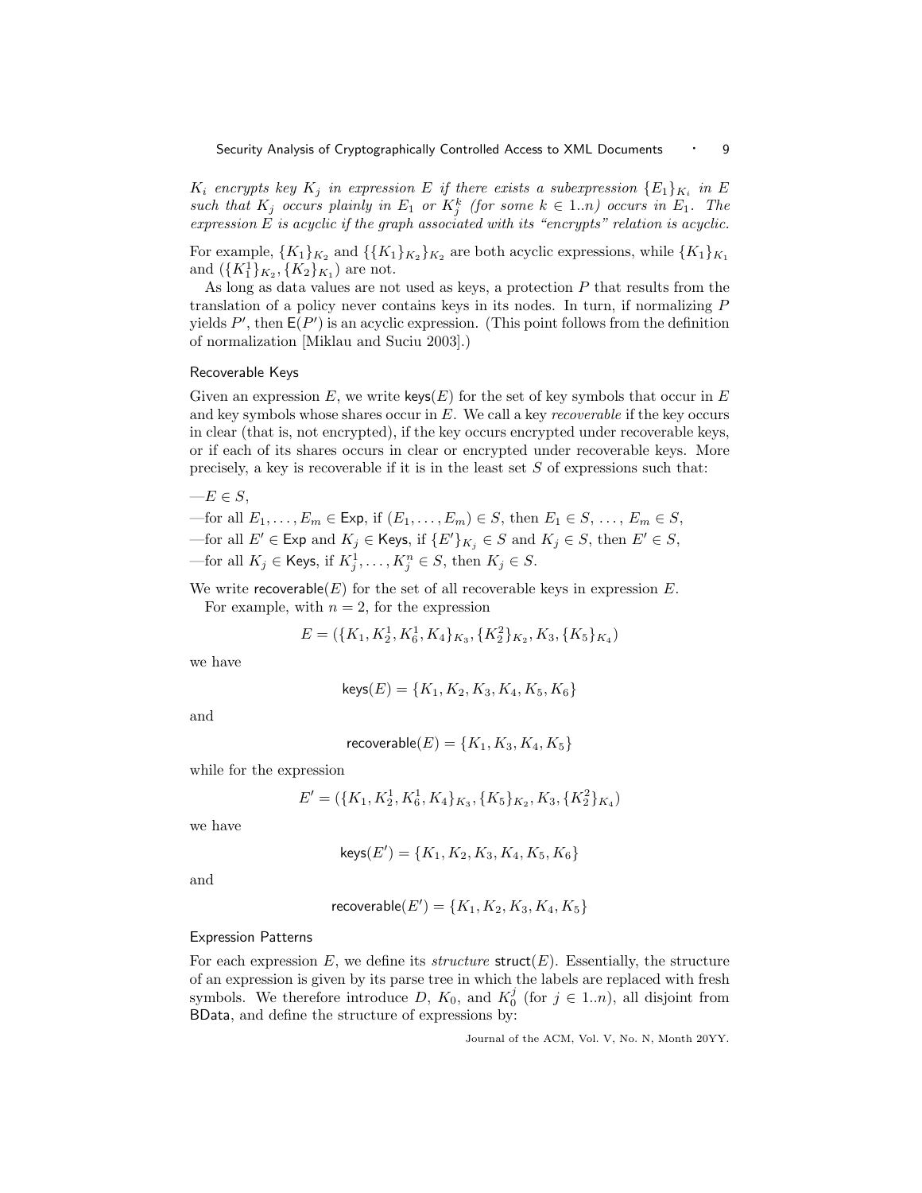*$K_i$ encrypts key $K_j$ in expression $E$ if there exists a subexpression $\{E_1\}_{K_i}$ in $E$ such that $K_j$ occurs plainly in $E_1$ or $K_j^k$ (for some $k \in 1..n$) occurs in $E_1$. The expression $E$ is acyclic if the graph associated with its "encrypts" relation is acyclic.*

For example, $\{K_1\}_{K_2}$ and $\{\{K_1\}_{K_2}\}_{K_2}$ are both acyclic expressions, while $\{K_1\}_{K_1}$ and $(\{K_1^1\}_{K_2}, \{K_2\}_{K_1})$ are not.

As long as data values are not used as keys, a protection $P$ that results from the translation of a policy never contains keys in its nodes. In turn, if normalizing $P$ yields $P'$, then $\mathsf{E}(P')$ is an acyclic expression. (This point follows from the definition of normalization [Miklau and Suciu 2003].)

### Recoverable Keys

Given an expression $E$, we write $\mathsf{keys}(E)$ for the set of key symbols that occur in $E$ and key symbols whose shares occur in $E$. We call a key *recoverable* if the key occurs in clear (that is, not encrypted), if the key occurs encrypted under recoverable keys, or if each of its shares occurs in clear or encrypted under recoverable keys. More precisely, a key is recoverable if it is in the least set $S$ of expressions such that:

—$E \in S$,

—for all $E_1, \ldots, E_m \in \mathsf{Exp}$, if $(E_1, \ldots, E_m) \in S$, then $E_1 \in S, \ldots, E_m \in S$,

—for all $E' \in \mathsf{Exp}$ and $K_j \in \mathsf{Keys}$, if $\{E'\}_{K_j} \in S$ and $K_j \in S$, then $E' \in S$,

—for all $K_j \in \mathsf{Keys}$, if $K_j^1, \ldots, K_j^n \in S$, then $K_j \in S$.

We write $\mathsf{recoverable}(E)$ for the set of all recoverable keys in expression $E$.

For example, with $n = 2$, for the expression

$$E = (\{K_1, K_2^1, K_6^1, K_4\}_{K_3}, \{K_2^2\}_{K_2}, K_3, \{K_5\}_{K_4})$$

we have

$$\mathsf{keys}(E) = \{K_1, K_2, K_3, K_4, K_5, K_6\}$$

and

$$\mathsf{recoverable}(E) = \{K_1, K_3, K_4, K_5\}$$

while for the expression

$$E' = (\{K_1, K_2^1, K_6^1, K_4\}_{K_3}, \{K_5\}_{K_2}, K_3, \{K_2^2\}_{K_4})$$

we have

$$\mathsf{keys}(E') = \{K_1, K_2, K_3, K_4, K_5, K_6\}$$

and

$$\mathsf{recoverable}(E') = \{K_1, K_2, K_3, K_4, K_5\}$$

### Expression Patterns

For each expression $E$, we define its *structure* $\mathsf{struct}(E)$. Essentially, the structure of an expression is given by its parse tree in which the labels are replaced with fresh symbols. We therefore introduce $D$, $K_0$, and $K_0^j$ (for $j \in 1..n$), all disjoint from $\mathsf{BData}$, and define the structure of expressions by: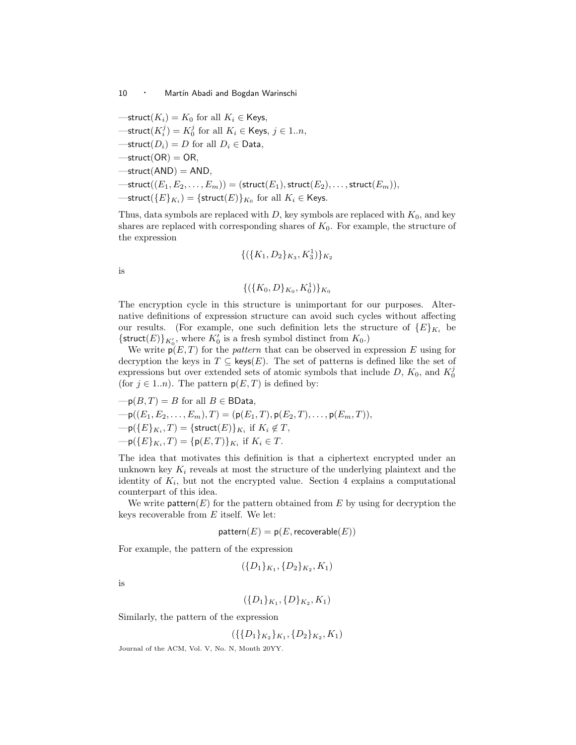—$\mathsf{struct}(K_i) = K_0$ for all $K_i \in \mathsf{Keys}$,
—$\mathsf{struct}(K_i^j) = K_0^j$ for all $K_i \in \mathsf{Keys}$, $j \in 1..n$,
—$\mathsf{struct}(D_i) = D$ for all $D_i \in \mathsf{Data}$,
—$\mathsf{struct}(\mathsf{OR}) = \mathsf{OR}$,
—$\mathsf{struct}(\mathsf{AND}) = \mathsf{AND}$,
—$\mathsf{struct}((E_1, E_2, \ldots, E_m)) = (\mathsf{struct}(E_1), \mathsf{struct}(E_2), \ldots, \mathsf{struct}(E_m))$,
—$\mathsf{struct}(\{E\}_{K_i}) = \{\mathsf{struct}(E)\}_{K_0}$ for all $K_i \in \mathsf{Keys}$.

Thus, data symbols are replaced with $D$, key symbols are replaced with $K_0$, and key shares are replaced with corresponding shares of $K_0$. For example, the structure of the expression

$$\{(\{K_1, D_2\}_{K_3}, K_3^1)\}_{K_2}$$

is

$$\{(\{K_0, D\}_{K_0}, K_0^1)\}_{K_0}$$

The encryption cycle in this structure is unimportant for our purposes. Alternative definitions of expression structure can avoid such cycles without affecting our results. (For example, one such definition lets the structure of $\{E\}_{K_i}$ be $\{\mathsf{struct}(E)\}_{K_0'}$, where $K_0'$ is a fresh symbol distinct from $K_0$.)

We write $\mathsf{p}(E, T)$ for the *pattern* that can be observed in expression $E$ using for decryption the keys in $T \subseteq \mathsf{keys}(E)$. The set of patterns is defined like the set of expressions but over extended sets of atomic symbols that include $D$, $K_0$, and $K_0^j$ (for $j \in 1..n$). The pattern $\mathsf{p}(E, T)$ is defined by:

—$\mathsf{p}(B, T) = B$ for all $B \in \mathsf{BData}$,
—$\mathsf{p}((E_1, E_2, \ldots, E_m), T) = (\mathsf{p}(E_1, T), \mathsf{p}(E_2, T), \ldots, \mathsf{p}(E_m, T))$,
—$\mathsf{p}(\{E\}_{K_i}, T) = \{\mathsf{struct}(E)\}_{K_i}$ if $K_i \notin T$,
—$\mathsf{p}(\{E\}_{K_i}, T) = \{\mathsf{p}(E, T)\}_{K_i}$ if $K_i \in T$.

The idea that motivates this definition is that a ciphertext encrypted under an unknown key $K_i$ reveals at most the structure of the underlying plaintext and the identity of $K_i$, but not the encrypted value. Section 4 explains a computational counterpart of this idea.

We write $\mathsf{pattern}(E)$ for the pattern obtained from $E$ by using for decryption the keys recoverable from $E$ itself. We let:

$$\mathsf{pattern}(E) = \mathsf{p}(E, \mathsf{recoverable}(E))$$

For example, the pattern of the expression

$$(\{D_1\}_{K_1}, \{D_2\}_{K_2}, K_1)$$

is

$$(\{D_1\}_{K_1}, \{D\}_{K_2}, K_1)$$

Similarly, the pattern of the expression

$$(\{\{D_1\}_{K_2}\}_{K_1}, \{D_2\}_{K_2}, K_1)$$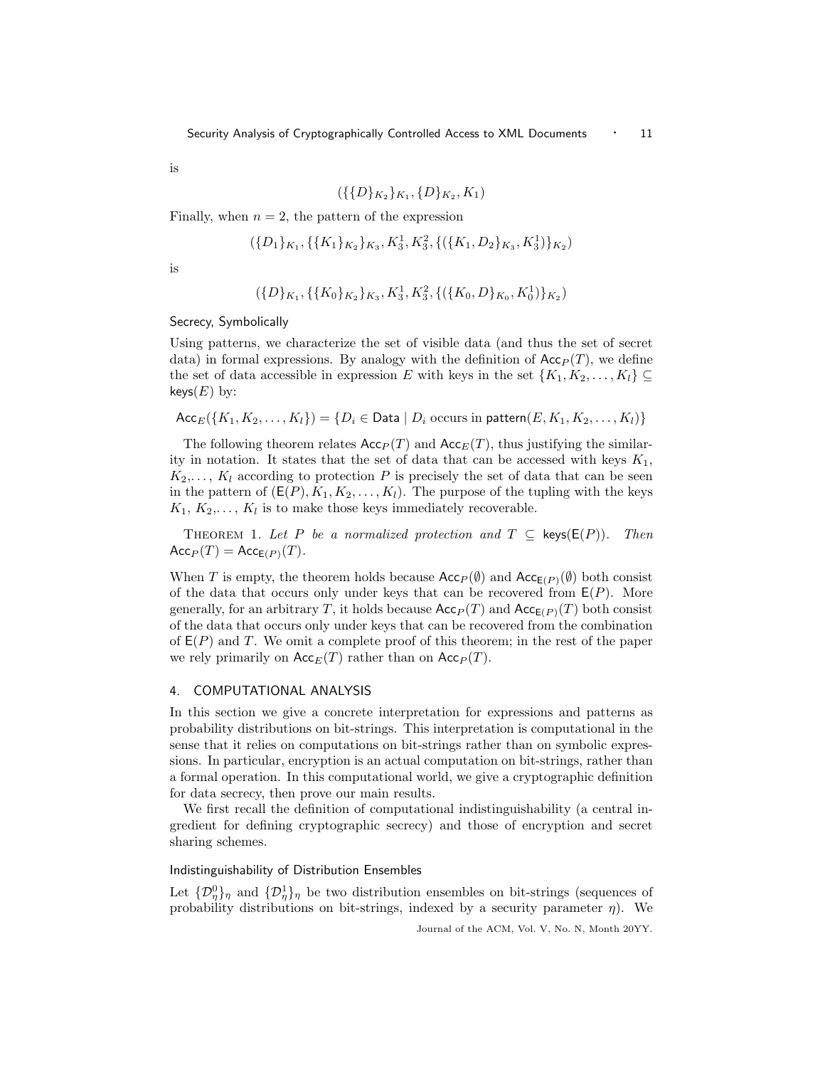is

$$(\{\{D\}_{K_2}\}_{K_1}, \{D\}_{K_2}, K_1)$$

Finally, when $n = 2$, the pattern of the expression

$$(\{D_1\}_{K_1}, \{\{K_1\}_{K_2}\}_{K_3}, K_3^1, K_3^2, \{(\{K_1, D_2\}_{K_3}, K_3^1)\}_{K_2})$$

is

$$(\{D\}_{K_1}, \{\{K_0\}_{K_2}\}_{K_3}, K_3^1, K_3^2, \{(\{K_0, D\}_{K_0}, K_0^1)\}_{K_2})$$

### Secrecy, Symbolically

Using patterns, we characterize the set of visible data (and thus the set of secret data) in formal expressions. By analogy with the definition of $\mathsf{Acc}_P(T)$, we define the set of data accessible in expression $E$ with keys in the set $\{K_1, K_2, \ldots, K_l\} \subseteq \mathsf{keys}(E)$ by:

$$\mathsf{Acc}_E(\{K_1, K_2, \ldots, K_l\}) = \{D_i \in \mathsf{Data} \mid D_i \text{ occurs in } \mathsf{pattern}(E, K_1, K_2, \ldots, K_l)\}$$

The following theorem relates $\mathsf{Acc}_P(T)$ and $\mathsf{Acc}_E(T)$, thus justifying the similarity in notation. It states that the set of data that can be accessed with keys $K_1$, $K_2$,..., $K_l$ according to protection $P$ is precisely the set of data that can be seen in the pattern of $(\mathsf{E}(P), K_1, K_2, \ldots, K_l)$. The purpose of the tupling with the keys $K_1$, $K_2$,..., $K_l$ is to make those keys immediately recoverable.

THEOREM 1. *Let $P$ be a normalized protection and $T \subseteq \mathsf{keys}(\mathsf{E}(P))$. Then $\mathsf{Acc}_P(T) = \mathsf{Acc}_{\mathsf{E}(P)}(T)$.*

When $T$ is empty, the theorem holds because $\mathsf{Acc}_P(\emptyset)$ and $\mathsf{Acc}_{\mathsf{E}(P)}(\emptyset)$ both consist of the data that occurs only under keys that can be recovered from $\mathsf{E}(P)$. More generally, for an arbitrary $T$, it holds because $\mathsf{Acc}_P(T)$ and $\mathsf{Acc}_{\mathsf{E}(P)}(T)$ both consist of the data that occurs only under keys that can be recovered from the combination of $\mathsf{E}(P)$ and $T$. We omit a complete proof of this theorem; in the rest of the paper we rely primarily on $\mathsf{Acc}_E(T)$ rather than on $\mathsf{Acc}_P(T)$.

## 4. COMPUTATIONAL ANALYSIS

In this section we give a concrete interpretation for expressions and patterns as probability distributions on bit-strings. This interpretation is computational in the sense that it relies on computations on bit-strings rather than on symbolic expressions. In particular, encryption is an actual computation on bit-strings, rather than a formal operation. In this computational world, we give a cryptographic definition for data secrecy, then prove our main results.

We first recall the definition of computational indistinguishability (a central ingredient for defining cryptographic secrecy) and those of encryption and secret sharing schemes.

### Indistinguishability of Distribution Ensembles

Let $\{\mathcal{D}_\eta^0\}_\eta$ and $\{\mathcal{D}_\eta^1\}_\eta$ be two distribution ensembles on bit-strings (sequences of probability distributions on bit-strings, indexed by a security parameter $\eta$). We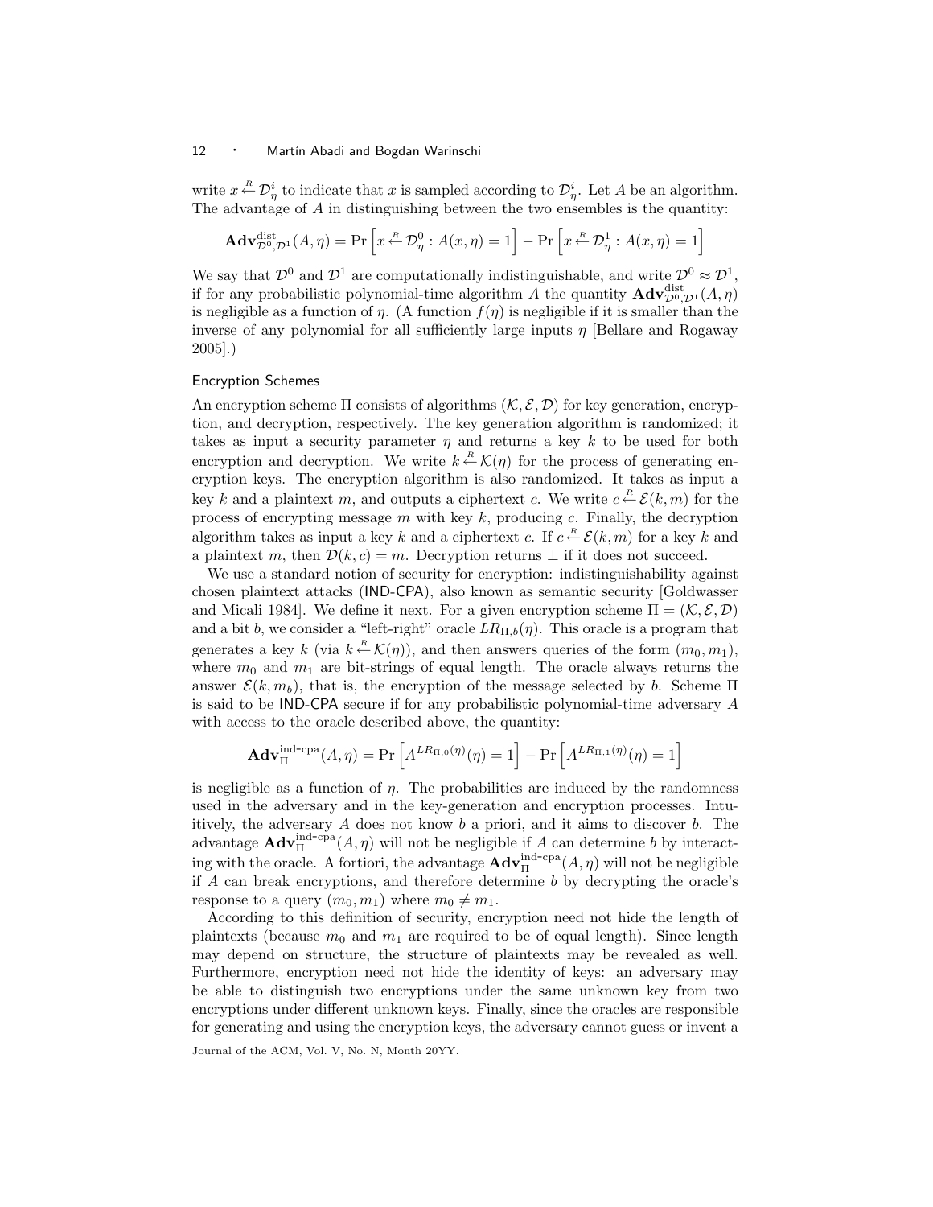write $x \stackrel{R}{\leftarrow} \mathcal{D}^i_\eta$ to indicate that $x$ is sampled according to $\mathcal{D}^i_\eta$. Let $A$ be an algorithm. The advantage of $A$ in distinguishing between the two ensembles is the quantity:

$$\mathbf{Adv}^{\text{dist}}_{\mathcal{D}^0,\mathcal{D}^1}(A,\eta) = \Pr\left[x \stackrel{R}{\leftarrow} \mathcal{D}^0_\eta : A(x,\eta) = 1\right] - \Pr\left[x \stackrel{R}{\leftarrow} \mathcal{D}^1_\eta : A(x,\eta) = 1\right]$$

We say that $\mathcal{D}^0$ and $\mathcal{D}^1$ are computationally indistinguishable, and write $\mathcal{D}^0 \approx \mathcal{D}^1$, if for any probabilistic polynomial-time algorithm $A$ the quantity $\mathbf{Adv}^{\text{dist}}_{\mathcal{D}^0,\mathcal{D}^1}(A,\eta)$ is negligible as a function of $\eta$. (A function $f(\eta)$ is negligible if it is smaller than the inverse of any polynomial for all sufficiently large inputs $\eta$ [Bellare and Rogaway 2005].)

### Encryption Schemes

An encryption scheme $\Pi$ consists of algorithms $(\mathcal{K}, \mathcal{E}, \mathcal{D})$ for key generation, encryption, and decryption, respectively. The key generation algorithm is randomized; it takes as input a security parameter $\eta$ and returns a key $k$ to be used for both encryption and decryption. We write $k \stackrel{R}{\leftarrow} \mathcal{K}(\eta)$ for the process of generating encryption keys. The encryption algorithm is also randomized. It takes as input a key $k$ and a plaintext $m$, and outputs a ciphertext $c$. We write $c \stackrel{R}{\leftarrow} \mathcal{E}(k,m)$ for the process of encrypting message $m$ with key $k$, producing $c$. Finally, the decryption algorithm takes as input a key $k$ and a ciphertext $c$. If $c \stackrel{R}{\leftarrow} \mathcal{E}(k,m)$ for a key $k$ and a plaintext $m$, then $\mathcal{D}(k,c) = m$. Decryption returns $\perp$ if it does not succeed.

We use a standard notion of security for encryption: indistinguishability against chosen plaintext attacks (IND-CPA), also known as semantic security [Goldwasser and Micali 1984]. We define it next. For a given encryption scheme $\Pi = (\mathcal{K}, \mathcal{E}, \mathcal{D})$ and a bit $b$, we consider a "left-right" oracle $LR_{\Pi,b}(\eta)$. This oracle is a program that generates a key $k$ (via $k \stackrel{R}{\leftarrow} \mathcal{K}(\eta)$), and then answers queries of the form $(m_0, m_1)$, where $m_0$ and $m_1$ are bit-strings of equal length. The oracle always returns the answer $\mathcal{E}(k, m_b)$, that is, the encryption of the message selected by $b$. Scheme $\Pi$ is said to be IND-CPA secure if for any probabilistic polynomial-time adversary $A$ with access to the oracle described above, the quantity:

$$\mathbf{Adv}^{\text{ind-cpa}}_{\Pi}(A,\eta) = \Pr\left[A^{LR_{\Pi,0}(\eta)}(\eta) = 1\right] - \Pr\left[A^{LR_{\Pi,1}(\eta)}(\eta) = 1\right]$$

is negligible as a function of $\eta$. The probabilities are induced by the randomness used in the adversary and in the key-generation and encryption processes. Intuitively, the adversary $A$ does not know $b$ a priori, and it aims to discover $b$. The advantage $\mathbf{Adv}^{\text{ind-cpa}}_{\Pi}(A,\eta)$ will not be negligible if $A$ can determine $b$ by interacting with the oracle. A fortiori, the advantage $\mathbf{Adv}^{\text{ind-cpa}}_{\Pi}(A,\eta)$ will not be negligible if $A$ can break encryptions, and therefore determine $b$ by decrypting the oracle's response to a query $(m_0, m_1)$ where $m_0 \neq m_1$.

According to this definition of security, encryption need not hide the length of plaintexts (because $m_0$ and $m_1$ are required to be of equal length). Since length may depend on structure, the structure of plaintexts may be revealed as well. Furthermore, encryption need not hide the identity of keys: an adversary may be able to distinguish two encryptions under the same unknown key from two encryptions under different unknown keys. Finally, since the oracles are responsible for generating and using the encryption keys, the adversary cannot guess or invent a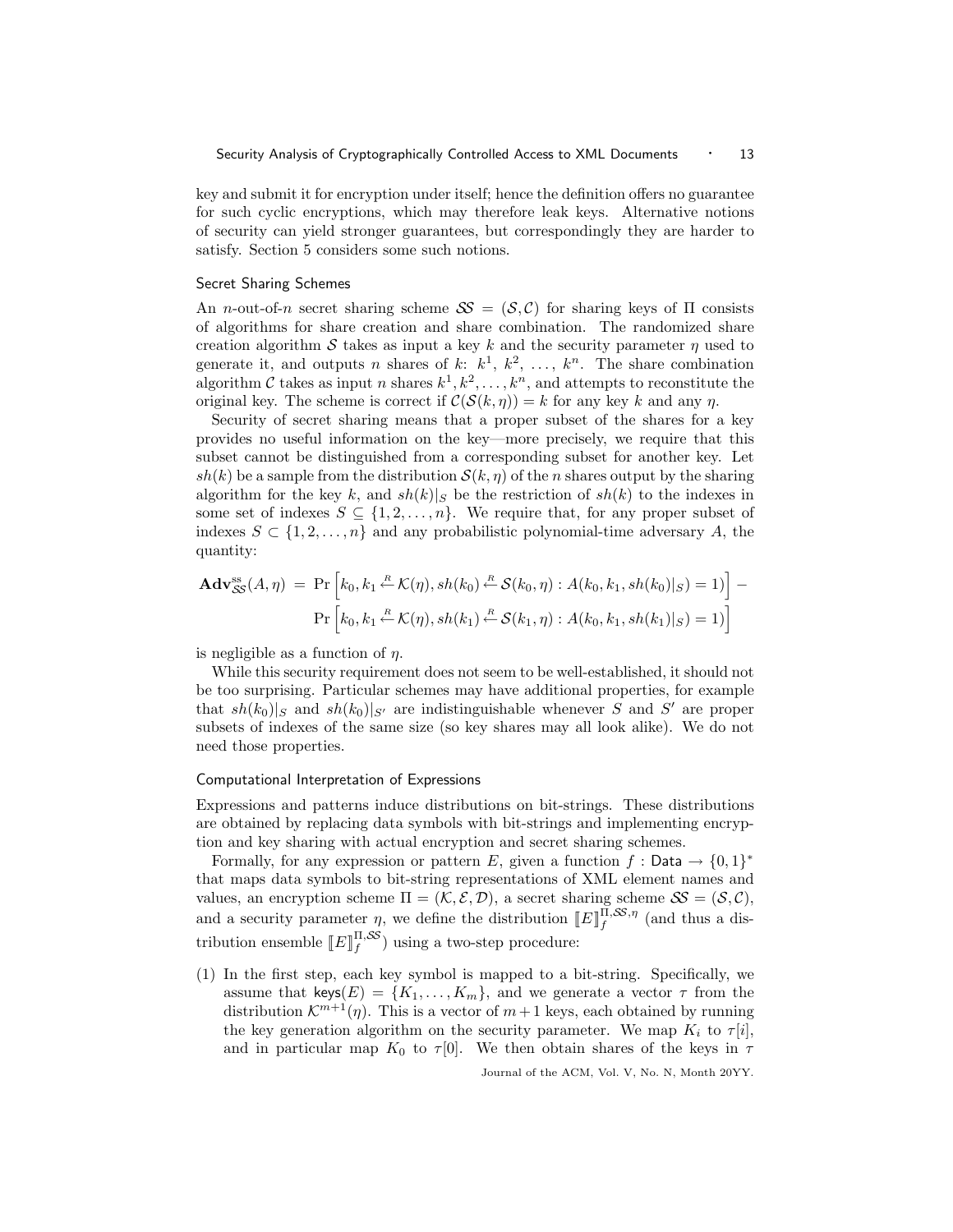key and submit it for encryption under itself; hence the definition offers no guarantee for such cyclic encryptions, which may therefore leak keys. Alternative notions of security can yield stronger guarantees, but correspondingly they are harder to satisfy. Section 5 considers some such notions.

### Secret Sharing Schemes

An $n$-out-of-$n$ secret sharing scheme $\mathcal{SS} = (\mathcal{S}, \mathcal{C})$ for sharing keys of $\Pi$ consists of algorithms for share creation and share combination. The randomized share creation algorithm $\mathcal{S}$ takes as input a key $k$ and the security parameter $\eta$ used to generate it, and outputs $n$ shares of $k$: $k^1, k^2, \ldots, k^n$. The share combination algorithm $\mathcal{C}$ takes as input $n$ shares $k^1, k^2, \ldots, k^n$, and attempts to reconstitute the original key. The scheme is correct if $\mathcal{C}(\mathcal{S}(k, \eta)) = k$ for any key $k$ and any $\eta$.

Security of secret sharing means that a proper subset of the shares for a key provides no useful information on the key—more precisely, we require that this subset cannot be distinguished from a corresponding subset for another key. Let $sh(k)$ be a sample from the distribution $\mathcal{S}(k, \eta)$ of the $n$ shares output by the sharing algorithm for the key $k$, and $sh(k)|_S$ be the restriction of $sh(k)$ to the indexes in some set of indexes $S \subseteq \{1, 2, \ldots, n\}$. We require that, for any proper subset of indexes $S \subset \{1, 2, \ldots, n\}$ and any probabilistic polynomial-time adversary $A$, the quantity:

$$
\begin{aligned}
\mathbf{Adv}^{\mathrm{ss}}_{\mathcal{SS}}(A, \eta) \;=\; & \Pr\left[k_0, k_1 \xleftarrow{R} \mathcal{K}(\eta), sh(k_0) \xleftarrow{R} \mathcal{S}(k_0, \eta) : A(k_0, k_1, sh(k_0)|_S) = 1)\right] - \\
& \Pr\left[k_0, k_1 \xleftarrow{R} \mathcal{K}(\eta), sh(k_1) \xleftarrow{R} \mathcal{S}(k_1, \eta) : A(k_0, k_1, sh(k_1)|_S) = 1)\right]
\end{aligned}
$$

is negligible as a function of $\eta$.

While this security requirement does not seem to be well-established, it should not be too surprising. Particular schemes may have additional properties, for example that $sh(k_0)|_S$ and $sh(k_0)|_{S'}$ are indistinguishable whenever $S$ and $S'$ are proper subsets of indexes of the same size (so key shares may all look alike). We do not need those properties.

### Computational Interpretation of Expressions

Expressions and patterns induce distributions on bit-strings. These distributions are obtained by replacing data symbols with bit-strings and implementing encryption and key sharing with actual encryption and secret sharing schemes.

Formally, for any expression or pattern $E$, given a function $f : \mathsf{Data} \to \{0,1\}^*$ that maps data symbols to bit-string representations of XML element names and values, an encryption scheme $\Pi = (\mathcal{K}, \mathcal{E}, \mathcal{D})$, a secret sharing scheme $\mathcal{SS} = (\mathcal{S}, \mathcal{C})$, and a security parameter $\eta$, we define the distribution $[\![E]\!]_f^{\Pi,\mathcal{SS},\eta}$ (and thus a distribution ensemble $[\![E]\!]_f^{\Pi,\mathcal{SS}}$) using a two-step procedure:

(1) In the first step, each key symbol is mapped to a bit-string. Specifically, we assume that $\mathsf{keys}(E) = \{K_1, \ldots, K_m\}$, and we generate a vector $\tau$ from the distribution $\mathcal{K}^{m+1}(\eta)$. This is a vector of $m+1$ keys, each obtained by running the key generation algorithm on the security parameter. We map $K_i$ to $\tau[i]$, and in particular map $K_0$ to $\tau[0]$. We then obtain shares of the keys in $\tau$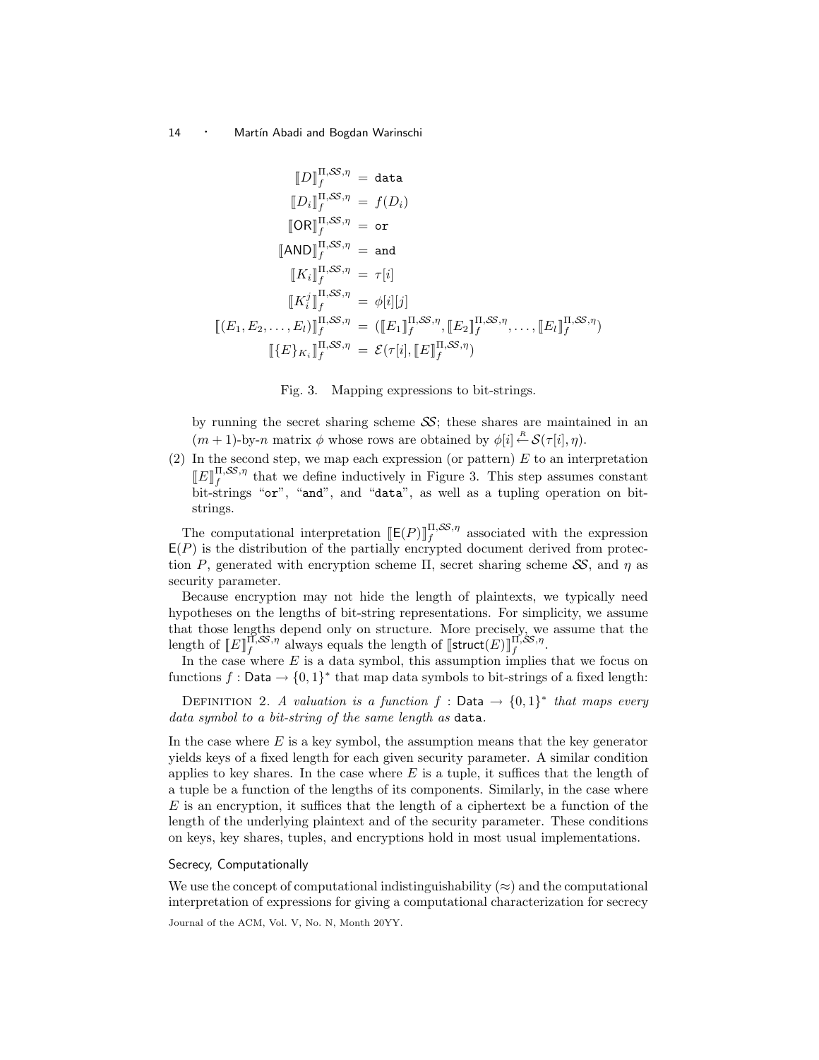$$
\begin{aligned}
[\![D]\!]_f^{\Pi,\mathcal{SS},\eta} &= \texttt{data} \\
[\![D_i]\!]_f^{\Pi,\mathcal{SS},\eta} &= f(D_i) \\
[\![\mathsf{OR}]\!]_f^{\Pi,\mathcal{SS},\eta} &= \texttt{or} \\
[\![\mathsf{AND}]\!]_f^{\Pi,\mathcal{SS},\eta} &= \texttt{and} \\
[\![K_i]\!]_f^{\Pi,\mathcal{SS},\eta} &= \tau[i] \\
[\![K_i^j]\!]_f^{\Pi,\mathcal{SS},\eta} &= \phi[i][j] \\
[\![(E_1, E_2, \ldots, E_l)]\!]_f^{\Pi,\mathcal{SS},\eta} &= ([\![E_1]\!]_f^{\Pi,\mathcal{SS},\eta}, [\![E_2]\!]_f^{\Pi,\mathcal{SS},\eta}, \ldots, [\![E_l]\!]_f^{\Pi,\mathcal{SS},\eta}) \\
[\![\{E\}_{K_i}]\!]_f^{\Pi,\mathcal{SS},\eta} &= \mathcal{E}(\tau[i], [\![E]\!]_f^{\Pi,\mathcal{SS},\eta})
\end{aligned}
$$

Fig. 3. Mapping expressions to bit-strings.

by running the secret sharing scheme $\mathcal{SS}$; these shares are maintained in an $(m+1)$-by-$n$ matrix $\phi$ whose rows are obtained by $\phi[i] \stackrel{R}{\leftarrow} \mathcal{S}(\tau[i], \eta)$.

(2) In the second step, we map each expression (or pattern) $E$ to an interpretation $[\![E]\!]_f^{\Pi,\mathcal{SS},\eta}$ that we define inductively in Figure 3. This step assumes constant bit-strings "or", "and", and "data", as well as a tupling operation on bit-strings.

The computational interpretation $[\![\mathsf{E}(P)]\!]_f^{\Pi,\mathcal{SS},\eta}$ associated with the expression $\mathsf{E}(P)$ is the distribution of the partially encrypted document derived from protection $P$, generated with encryption scheme $\Pi$, secret sharing scheme $\mathcal{SS}$, and $\eta$ as security parameter.

Because encryption may not hide the length of plaintexts, we typically need hypotheses on the lengths of bit-string representations. For simplicity, we assume that those lengths depend only on structure. More precisely, we assume that the length of $[\![E]\!]_f^{\Pi,\mathcal{SS},\eta}$ always equals the length of $[\![\mathsf{struct}(E)]\!]_f^{\Pi,\mathcal{SS},\eta}$.

In the case where $E$ is a data symbol, this assumption implies that we focus on functions $f : \mathsf{Data} \to \{0,1\}^*$ that map data symbols to bit-strings of a fixed length:

Definition 2. *A valuation is a function $f : \mathsf{Data} \to \{0,1\}^*$ that maps every data symbol to a bit-string of the same length as* data.

In the case where $E$ is a key symbol, the assumption means that the key generator yields keys of a fixed length for each given security parameter. A similar condition applies to key shares. In the case where $E$ is a tuple, it suffices that the length of a tuple be a function of the lengths of its components. Similarly, in the case where $E$ is an encryption, it suffices that the length of a ciphertext be a function of the length of the underlying plaintext and of the security parameter. These conditions on keys, key shares, tuples, and encryptions hold in most usual implementations.

### Secrecy, Computationally

We use the concept of computational indistinguishability ($\approx$) and the computational interpretation of expressions for giving a computational characterization for secrecy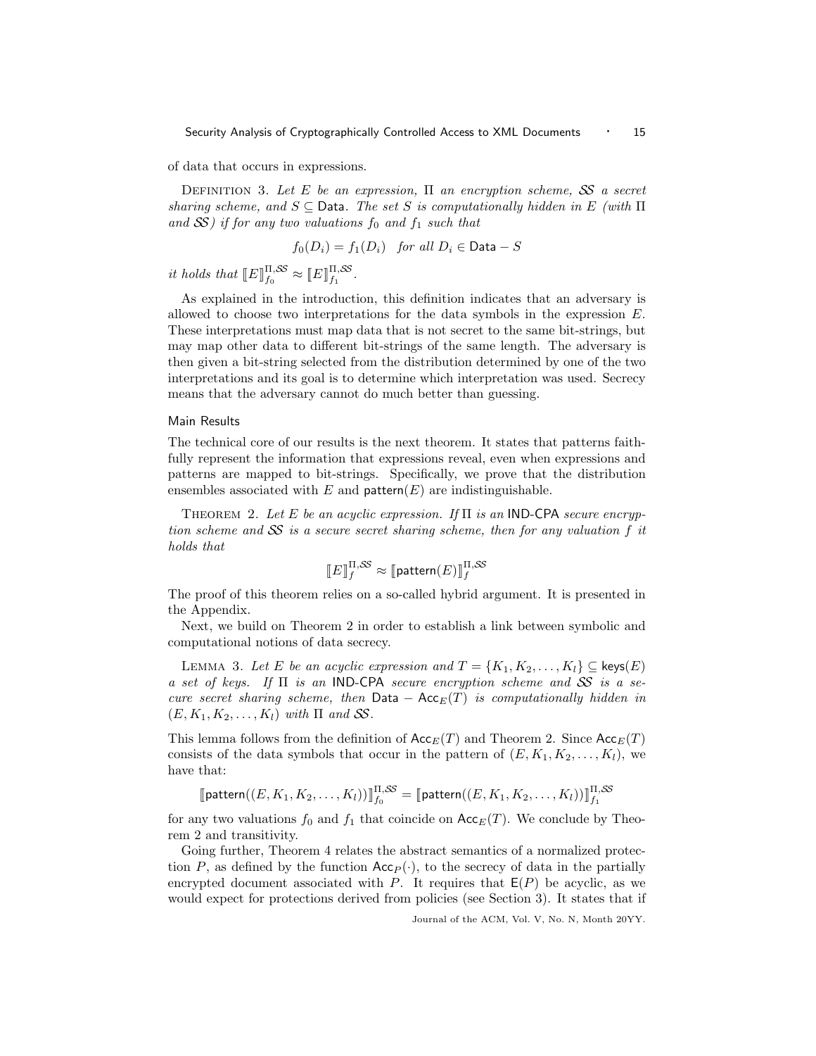of data that occurs in expressions.

Definition 3. *Let $E$ be an expression, $\Pi$ an encryption scheme, $\mathcal{SS}$ a secret sharing scheme, and $S \subseteq \mathsf{Data}$. The set $S$ is computationally hidden in $E$ (with $\Pi$ and $\mathcal{SS}$) if for any two valuations $f_0$ and $f_1$ such that*

$$f_0(D_i) = f_1(D_i) \quad \text{for all } D_i \in \mathsf{Data} - S$$

*it holds that $[\![E]\!]_{f_0}^{\Pi,\mathcal{SS}} \approx [\![E]\!]_{f_1}^{\Pi,\mathcal{SS}}$.*

As explained in the introduction, this definition indicates that an adversary is allowed to choose two interpretations for the data symbols in the expression $E$. These interpretations must map data that is not secret to the same bit-strings, but may map other data to different bit-strings of the same length. The adversary is then given a bit-string selected from the distribution determined by one of the two interpretations and its goal is to determine which interpretation was used. Secrecy means that the adversary cannot do much better than guessing.

## Main Results

The technical core of our results is the next theorem. It states that patterns faithfully represent the information that expressions reveal, even when expressions and patterns are mapped to bit-strings. Specifically, we prove that the distribution ensembles associated with $E$ and $\mathsf{pattern}(E)$ are indistinguishable.

Theorem 2. *Let $E$ be an acyclic expression. If $\Pi$ is an $\mathsf{IND\text{-}CPA}$ secure encryption scheme and $\mathcal{SS}$ is a secure secret sharing scheme, then for any valuation $f$ it holds that*

$$[\![E]\!]_{f}^{\Pi,\mathcal{SS}} \approx [\![\mathsf{pattern}(E)]\!]_{f}^{\Pi,\mathcal{SS}}$$

The proof of this theorem relies on a so-called hybrid argument. It is presented in the Appendix.

Next, we build on Theorem 2 in order to establish a link between symbolic and computational notions of data secrecy.

Lemma 3. *Let $E$ be an acyclic expression and $T = \{K_1, K_2, \ldots, K_l\} \subseteq \mathsf{keys}(E)$ a set of keys. If $\Pi$ is an $\mathsf{IND\text{-}CPA}$ secure encryption scheme and $\mathcal{SS}$ is a secure secret sharing scheme, then $\mathsf{Data} - \mathsf{Acc}_E(T)$ is computationally hidden in $(E, K_1, K_2, \ldots, K_l)$ with $\Pi$ and $\mathcal{SS}$.*

This lemma follows from the definition of $\mathsf{Acc}_E(T)$ and Theorem 2. Since $\mathsf{Acc}_E(T)$ consists of the data symbols that occur in the pattern of $(E, K_1, K_2, \ldots, K_l)$, we have that:

$$[\![\mathsf{pattern}((E, K_1, K_2, \ldots, K_l))]\!]_{f_0}^{\Pi,\mathcal{SS}} = [\![\mathsf{pattern}((E, K_1, K_2, \ldots, K_l))]\!]_{f_1}^{\Pi,\mathcal{SS}}$$

for any two valuations $f_0$ and $f_1$ that coincide on $\mathsf{Acc}_E(T)$. We conclude by Theorem 2 and transitivity.

Going further, Theorem 4 relates the abstract semantics of a normalized protection $P$, as defined by the function $\mathsf{Acc}_P(\cdot)$, to the secrecy of data in the partially encrypted document associated with $P$. It requires that $\mathsf{E}(P)$ be acyclic, as we would expect for protections derived from policies (see Section 3). It states that if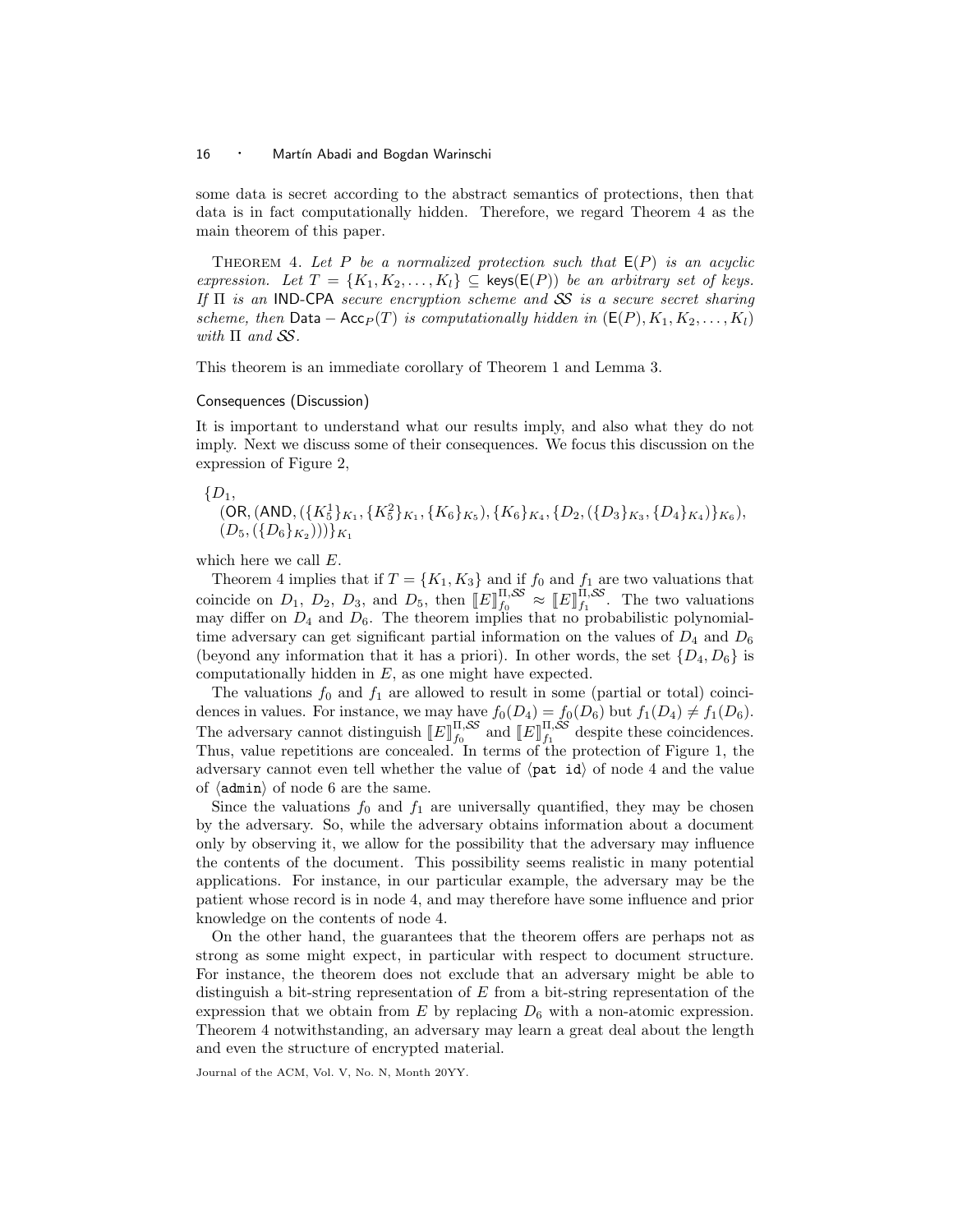some data is secret according to the abstract semantics of protections, then that data is in fact computationally hidden. Therefore, we regard Theorem 4 as the main theorem of this paper.

THEOREM 4. *Let $P$ be a normalized protection such that $\mathsf{E}(P)$ is an acyclic expression. Let $T = \{K_1, K_2, \ldots, K_l\} \subseteq \mathsf{keys}(\mathsf{E}(P))$ be an arbitrary set of keys. If $\Pi$ is an* IND-CPA *secure encryption scheme and $\mathcal{SS}$ is a secure secret sharing scheme, then $\mathsf{Data} - \mathsf{Acc}_P(T)$ is computationally hidden in $(\mathsf{E}(P), K_1, K_2, \ldots, K_l)$ with $\Pi$ and $\mathcal{SS}$.*

This theorem is an immediate corollary of Theorem 1 and Lemma 3.

### Consequences (Discussion)

It is important to understand what our results imply, and also what they do not imply. Next we discuss some of their consequences. We focus this discussion on the expression of Figure 2,

$$\{D_1,\\ (\mathsf{OR}, (\mathsf{AND}, (\{K_5^1\}_{K_1}, \{K_5^2\}_{K_1}, \{K_6\}_{K_5}), \{K_6\}_{K_4}, \{D_2, (\{D_3\}_{K_3}, \{D_4\}_{K_4})\}_{K_6}),\\ (D_5, (\{D_6\}_{K_2})))\}_{K_1}$$

which here we call $E$.

Theorem 4 implies that if $T = \{K_1, K_3\}$ and if $f_0$ and $f_1$ are two valuations that coincide on $D_1$, $D_2$, $D_3$, and $D_5$, then $[\![E]\!]_{f_0}^{\Pi,\mathcal{SS}} \approx [\![E]\!]_{f_1}^{\Pi,\mathcal{SS}}$. The two valuations may differ on $D_4$ and $D_6$. The theorem implies that no probabilistic polynomial-time adversary can get significant partial information on the values of $D_4$ and $D_6$ (beyond any information that it has a priori). In other words, the set $\{D_4, D_6\}$ is computationally hidden in $E$, as one might have expected.

The valuations $f_0$ and $f_1$ are allowed to result in some (partial or total) coincidences in values. For instance, we may have $f_0(D_4) = f_0(D_6)$ but $f_1(D_4) \neq f_1(D_6)$. The adversary cannot distinguish $[\![E]\!]_{f_0}^{\Pi,\mathcal{SS}}$ and $[\![E]\!]_{f_1}^{\Pi,\mathcal{SS}}$ despite these coincidences. Thus, value repetitions are concealed. In terms of the protection of Figure 1, the adversary cannot even tell whether the value of ⟨`pat id`⟩ of node 4 and the value of ⟨`admin`⟩ of node 6 are the same.

Since the valuations $f_0$ and $f_1$ are universally quantified, they may be chosen by the adversary. So, while the adversary obtains information about a document only by observing it, we allow for the possibility that the adversary may influence the contents of the document. This possibility seems realistic in many potential applications. For instance, in our particular example, the adversary may be the patient whose record is in node 4, and may therefore have some influence and prior knowledge on the contents of node 4.

On the other hand, the guarantees that the theorem offers are perhaps not as strong as some might expect, in particular with respect to document structure. For instance, the theorem does not exclude that an adversary might be able to distinguish a bit-string representation of $E$ from a bit-string representation of the expression that we obtain from $E$ by replacing $D_6$ with a non-atomic expression. Theorem 4 notwithstanding, an adversary may learn a great deal about the length and even the structure of encrypted material.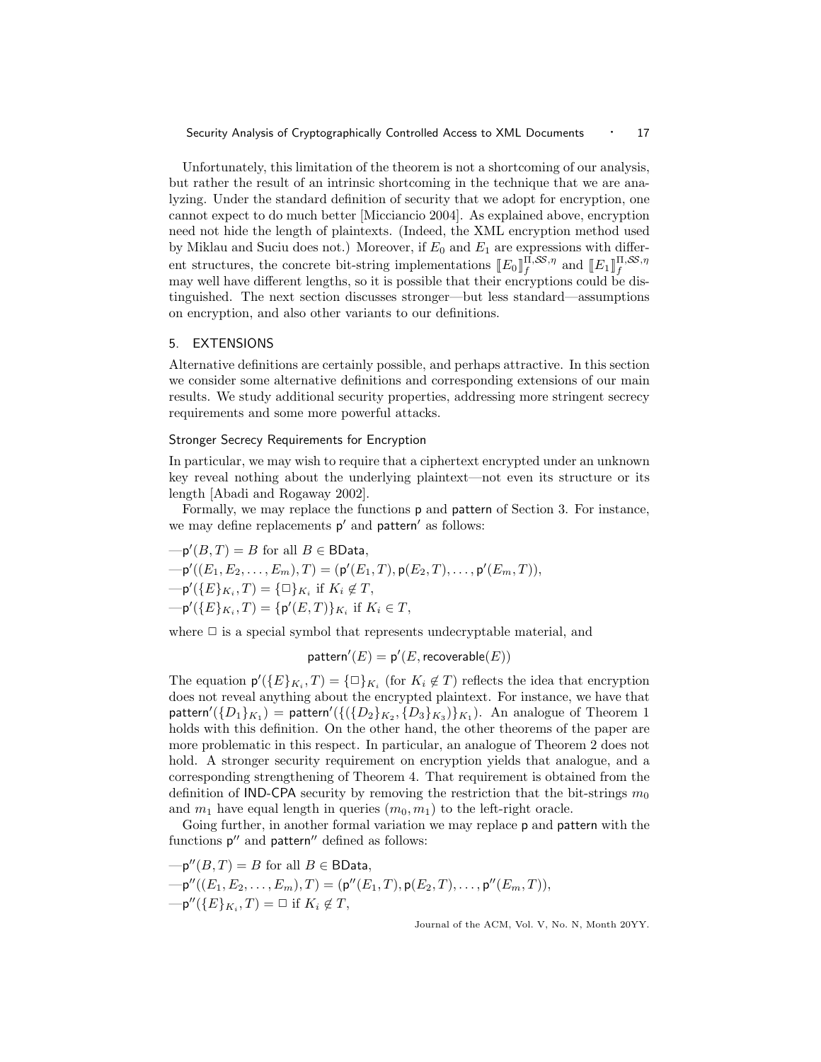Unfortunately, this limitation of the theorem is not a shortcoming of our analysis, but rather the result of an intrinsic shortcoming in the technique that we are analyzing. Under the standard definition of security that we adopt for encryption, one cannot expect to do much better [Micciancio 2004]. As explained above, encryption need not hide the length of plaintexts. (Indeed, the XML encryption method used by Miklau and Suciu does not.) Moreover, if $E_0$ and $E_1$ are expressions with different structures, the concrete bit-string implementations $[\![E_0]\!]_f^{\Pi,\mathcal{SS},\eta}$ and $[\![E_1]\!]_f^{\Pi,\mathcal{SS},\eta}$ may well have different lengths, so it is possible that their encryptions could be distinguished. The next section discusses stronger—but less standard—assumptions on encryption, and also other variants to our definitions.

## 5. EXTENSIONS

Alternative definitions are certainly possible, and perhaps attractive. In this section we consider some alternative definitions and corresponding extensions of our main results. We study additional security properties, addressing more stringent secrecy requirements and some more powerful attacks.

### Stronger Secrecy Requirements for Encryption

In particular, we may wish to require that a ciphertext encrypted under an unknown key reveal nothing about the underlying plaintext—not even its structure or its length [Abadi and Rogaway 2002].

Formally, we may replace the functions $\mathsf{p}$ and $\mathsf{pattern}$ of Section 3. For instance, we may define replacements $\mathsf{p}'$ and $\mathsf{pattern}'$ as follows:

—$\mathsf{p}'(B, T) = B$ for all $B \in \mathsf{BData}$,
—$\mathsf{p}'((E_1, E_2, \ldots, E_m), T) = (\mathsf{p}'(E_1, T), \mathsf{p}(E_2, T), \ldots, \mathsf{p}'(E_m, T))$,
—$\mathsf{p}'(\{E\}_{K_i}, T) = \{\square\}_{K_i}$ if $K_i \notin T$,
—$\mathsf{p}'(\{E\}_{K_i}, T) = \{\mathsf{p}'(E, T)\}_{K_i}$ if $K_i \in T$,

where $\square$ is a special symbol that represents undecryptable material, and

$$\mathsf{pattern}'(E) = \mathsf{p}'(E, \mathsf{recoverable}(E))$$

The equation $\mathsf{p}'(\{E\}_{K_i}, T) = \{\square\}_{K_i}$ (for $K_i \notin T$) reflects the idea that encryption does not reveal anything about the encrypted plaintext. For instance, we have that $\mathsf{pattern}'(\{D_1\}_{K_1}) = \mathsf{pattern}'(\{(\{D_2\}_{K_2}, \{D_3\}_{K_3})\}_{K_1})$. An analogue of Theorem 1 holds with this definition. On the other hand, the other theorems of the paper are more problematic in this respect. In particular, an analogue of Theorem 2 does not hold. A stronger security requirement on encryption yields that analogue, and a corresponding strengthening of Theorem 4. That requirement is obtained from the definition of IND-CPA security by removing the restriction that the bit-strings $m_0$ and $m_1$ have equal length in queries $(m_0, m_1)$ to the left-right oracle.

Going further, in another formal variation we may replace $\mathsf{p}$ and $\mathsf{pattern}$ with the functions $\mathsf{p}''$ and $\mathsf{pattern}''$ defined as follows:

—$\mathsf{p}''(B, T) = B$ for all $B \in \mathsf{BData}$,
—$\mathsf{p}''((E_1, E_2, \ldots, E_m), T) = (\mathsf{p}''(E_1, T), \mathsf{p}(E_2, T), \ldots, \mathsf{p}''(E_m, T))$,
—$\mathsf{p}''(\{E\}_{K_i}, T) = \square$ if $K_i \notin T$,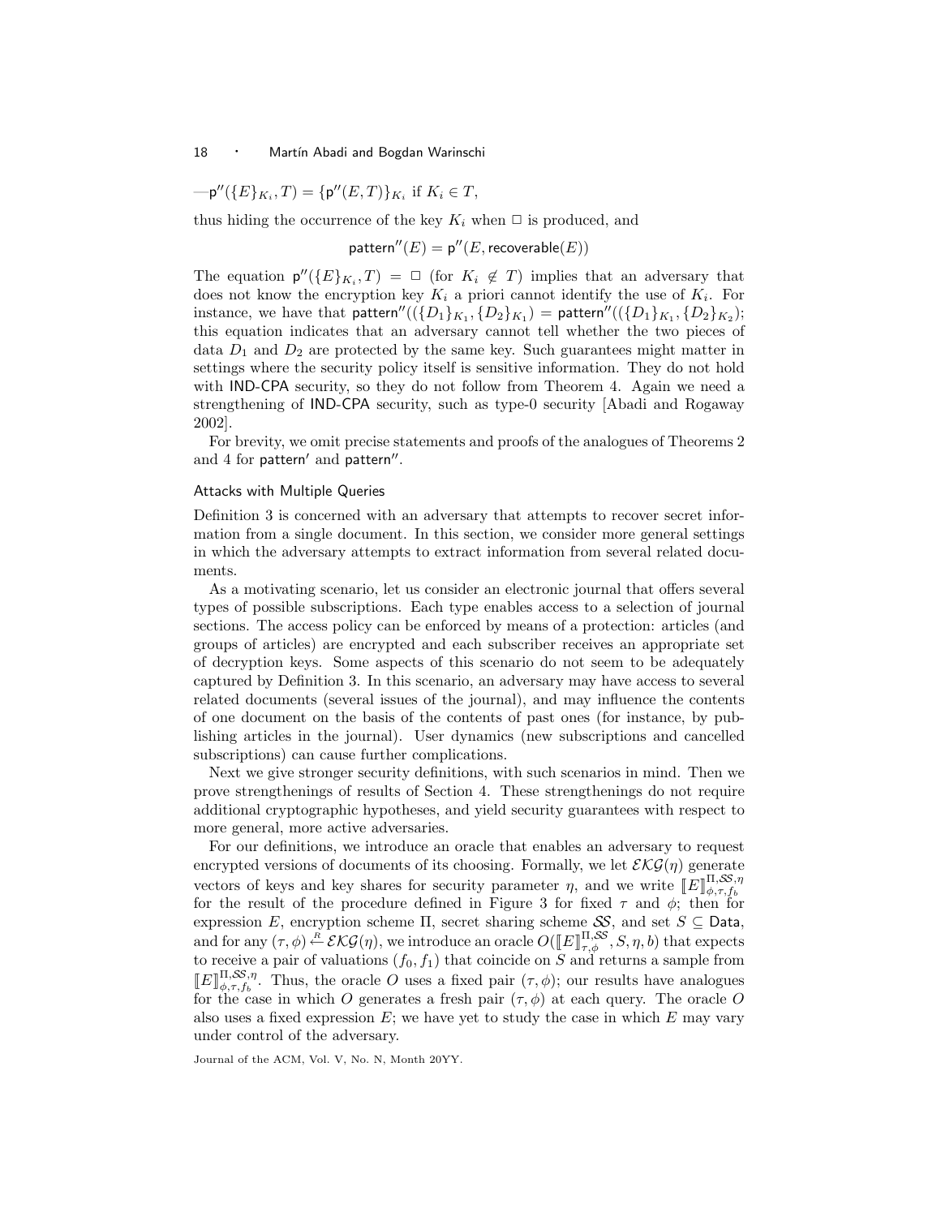—$\mathsf{p}''(\{E\}_{K_i}, T) = \{\mathsf{p}''(E, T)\}_{K_i}$ if $K_i \in T$,

thus hiding the occurrence of the key $K_i$ when $\Box$ is produced, and

$$\mathsf{pattern}''(E) = \mathsf{p}''(E, \mathsf{recoverable}(E))$$

The equation $\mathsf{p}''(\{E\}_{K_i}, T) = \Box$ (for $K_i \notin T$) implies that an adversary that does not know the encryption key $K_i$ a priori cannot identify the use of $K_i$. For instance, we have that $\mathsf{pattern}''((\{D_1\}_{K_1}, \{D_2\}_{K_1}) = \mathsf{pattern}''((\{D_1\}_{K_1}, \{D_2\}_{K_2})$; this equation indicates that an adversary cannot tell whether the two pieces of data $D_1$ and $D_2$ are protected by the same key. Such guarantees might matter in settings where the security policy itself is sensitive information. They do not hold with IND-CPA security, so they do not follow from Theorem 4. Again we need a strengthening of IND-CPA security, such as type-0 security [Abadi and Rogaway 2002].

For brevity, we omit precise statements and proofs of the analogues of Theorems 2 and 4 for $\mathsf{pattern}'$ and $\mathsf{pattern}''$.

### Attacks with Multiple Queries

Definition 3 is concerned with an adversary that attempts to recover secret information from a single document. In this section, we consider more general settings in which the adversary attempts to extract information from several related documents.

As a motivating scenario, let us consider an electronic journal that offers several types of possible subscriptions. Each type enables access to a selection of journal sections. The access policy can be enforced by means of a protection: articles (and groups of articles) are encrypted and each subscriber receives an appropriate set of decryption keys. Some aspects of this scenario do not seem to be adequately captured by Definition 3. In this scenario, an adversary may have access to several related documents (several issues of the journal), and may influence the contents of one document on the basis of the contents of past ones (for instance, by publishing articles in the journal). User dynamics (new subscriptions and cancelled subscriptions) can cause further complications.

Next we give stronger security definitions, with such scenarios in mind. Then we prove strengthenings of results of Section 4. These strengthenings do not require additional cryptographic hypotheses, and yield security guarantees with respect to more general, more active adversaries.

For our definitions, we introduce an oracle that enables an adversary to request encrypted versions of documents of its choosing. Formally, we let $\mathcal{EKG}(\eta)$ generate vectors of keys and key shares for security parameter $\eta$, and we write $[\![E]\!]^{\Pi,\mathcal{SS},\eta}_{\phi,\tau,f_b}$ for the result of the procedure defined in Figure 3 for fixed $\tau$ and $\phi$; then for expression $E$, encryption scheme $\Pi$, secret sharing scheme $\mathcal{SS}$, and set $S \subseteq \mathsf{Data}$, and for any $(\tau, \phi) \stackrel{R}{\leftarrow} \mathcal{EKG}(\eta)$, we introduce an oracle $O([\![E]\!]^{\Pi,\mathcal{SS}}_{\tau,\phi}, S, \eta, b)$ that expects to receive a pair of valuations $(f_0, f_1)$ that coincide on $S$ and returns a sample from $[\![E]\!]^{\Pi,\mathcal{SS},\eta}_{\phi,\tau,f_b}$. Thus, the oracle $O$ uses a fixed pair $(\tau, \phi)$; our results have analogues for the case in which $O$ generates a fresh pair $(\tau, \phi)$ at each query. The oracle $O$ also uses a fixed expression $E$; we have yet to study the case in which $E$ may vary under control of the adversary.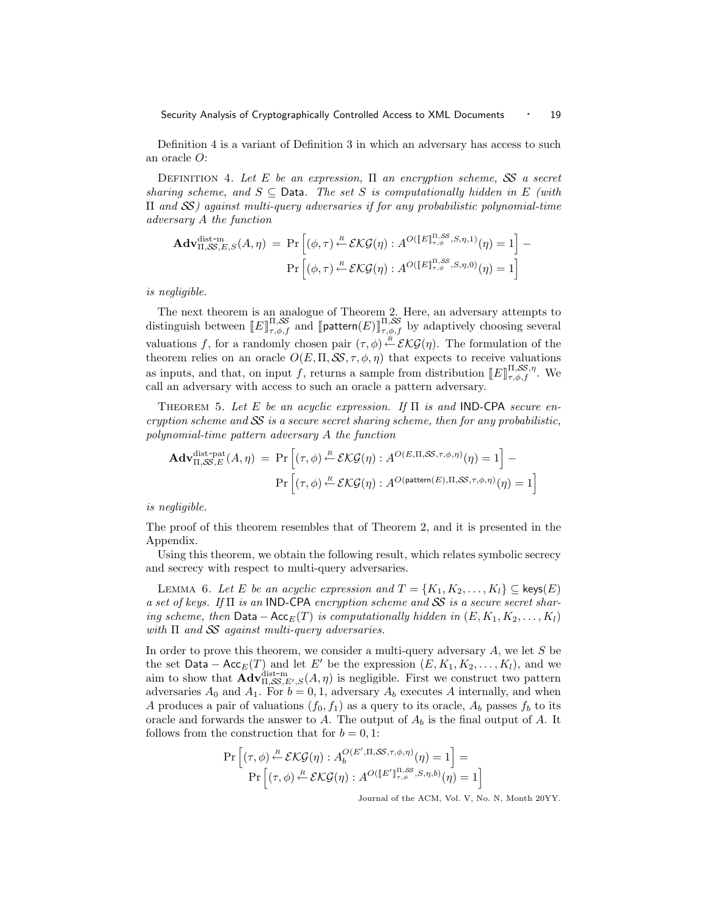Definition 4 is a variant of Definition 3 in which an adversary has access to such an oracle $O$:

Definition 4. *Let $E$ be an expression, $\Pi$ an encryption scheme, $\mathcal{SS}$ a secret sharing scheme, and $S \subseteq \mathsf{Data}$. The set $S$ is computationally hidden in $E$ (with $\Pi$ and $\mathcal{SS}$) against multi-query adversaries if for any probabilistic polynomial-time adversary $A$ the function*

$$\mathbf{Adv}^{\text{dist-m}}_{\Pi,\mathcal{SS},E,S}(A,\eta) \;=\; \Pr\left[(\phi,\tau) \xleftarrow{R} \mathcal{EKG}(\eta) : A^{O([\![E]\!]^{\Pi,\mathcal{SS}}_{\tau,\phi},S,\eta,1)}(\eta) = 1\right] - \Pr\left[(\phi,\tau) \xleftarrow{R} \mathcal{EKG}(\eta) : A^{O([\![E]\!]^{\Pi,\mathcal{SS}}_{\tau,\phi},S,\eta,0)}(\eta) = 1\right]$$

*is negligible.*

The next theorem is an analogue of Theorem 2. Here, an adversary attempts to distinguish between $[\![E]\!]^{\Pi,\mathcal{SS}}_{\tau,\phi,f}$ and $[\![\mathsf{pattern}(E)]\!]^{\Pi,\mathcal{SS}}_{\tau,\phi,f}$ by adaptively choosing several valuations $f$, for a randomly chosen pair $(\tau,\phi) \xleftarrow{R} \mathcal{EKG}(\eta)$. The formulation of the theorem relies on an oracle $O(E,\Pi,\mathcal{SS},\tau,\phi,\eta)$ that expects to receive valuations as inputs, and that, on input $f$, returns a sample from distribution $[\![E]\!]^{\Pi,\mathcal{SS},\eta}_{\tau,\phi,f}$. We call an adversary with access to such an oracle a pattern adversary.

Theorem 5. *Let $E$ be an acyclic expression. If $\Pi$ is and $\mathsf{IND\text{-}CPA}$ secure encryption scheme and $\mathcal{SS}$ is a secure secret sharing scheme, then for any probabilistic, polynomial-time pattern adversary $A$ the function*

$$\mathbf{Adv}^{\text{dist-pat}}_{\Pi,\mathcal{SS},E}(A,\eta) \;=\; \Pr\left[(\tau,\phi) \xleftarrow{R} \mathcal{EKG}(\eta) : A^{O(E,\Pi,\mathcal{SS},\tau,\phi,\eta)}(\eta) = 1\right] - \Pr\left[(\tau,\phi) \xleftarrow{R} \mathcal{EKG}(\eta) : A^{O(\mathsf{pattern}(E),\Pi,\mathcal{SS},\tau,\phi,\eta)}(\eta) = 1\right]$$

*is negligible.*

The proof of this theorem resembles that of Theorem 2, and it is presented in the Appendix.

Using this theorem, we obtain the following result, which relates symbolic secrecy and secrecy with respect to multi-query adversaries.

Lemma 6. *Let $E$ be an acyclic expression and $T = \{K_1, K_2, \ldots, K_l\} \subseteq \mathsf{keys}(E)$ a set of keys. If $\Pi$ is an $\mathsf{IND\text{-}CPA}$ encryption scheme and $\mathcal{SS}$ is a secure secret sharing scheme, then $\mathsf{Data} - \mathsf{Acc}_E(T)$ is computationally hidden in $(E, K_1, K_2, \ldots, K_l)$ with $\Pi$ and $\mathcal{SS}$ against multi-query adversaries.*

In order to prove this theorem, we consider a multi-query adversary $A$, we let $S$ be the set $\mathsf{Data} - \mathsf{Acc}_E(T)$ and let $E'$ be the expression $(E, K_1, K_2, \ldots, K_l)$, and we aim to show that $\mathbf{Adv}^{\text{dist-m}}_{\Pi,\mathcal{SS},E',S}(A,\eta)$ is negligible. First we construct two pattern adversaries $A_0$ and $A_1$. For $b = 0, 1$, adversary $A_b$ executes $A$ internally, and when $A$ produces a pair of valuations $(f_0, f_1)$ as a query to its oracle, $A_b$ passes $f_b$ to its oracle and forwards the answer to $A$. The output of $A_b$ is the final output of $A$. It follows from the construction that for $b = 0, 1$:

$$\Pr\left[(\tau,\phi) \xleftarrow{R} \mathcal{EKG}(\eta) : A_b^{O(E',\Pi,\mathcal{SS},\tau,\phi,\eta)}(\eta) = 1\right] = \Pr\left[(\tau,\phi) \xleftarrow{R} \mathcal{EKG}(\eta) : A^{O([\![E']\!]^{\Pi,\mathcal{SS}}_{\tau,\phi},S,\eta,b)}(\eta) = 1\right]$$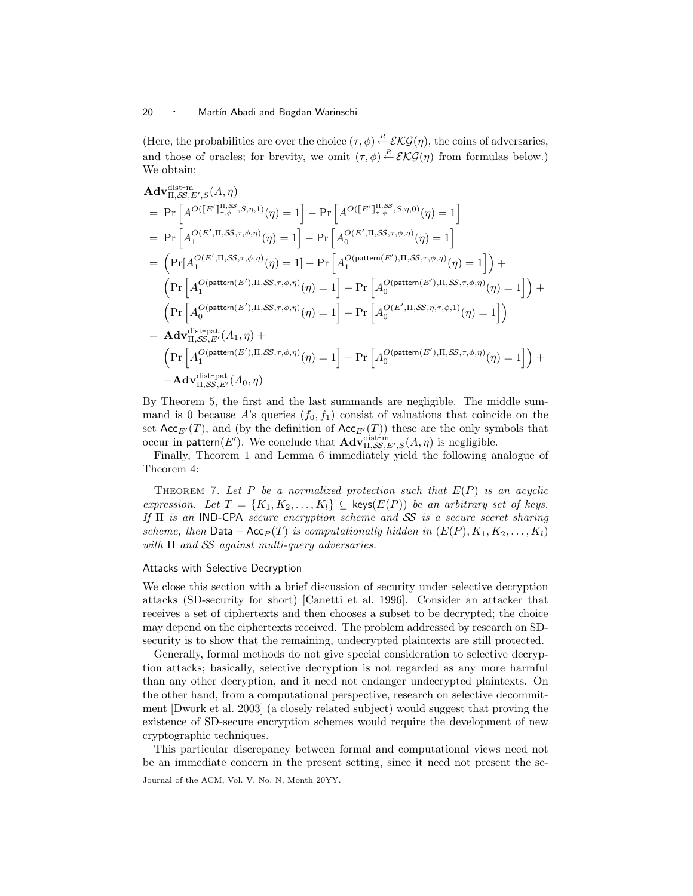(Here, the probabilities are over the choice $(\tau, \phi) \stackrel{R}{\leftarrow} \mathcal{EKG}(\eta)$, the coins of adversaries, and those of oracles; for brevity, we omit $(\tau, \phi) \stackrel{R}{\leftarrow} \mathcal{EKG}(\eta)$ from formulas below.) We obtain:

$$
\begin{aligned}
&\mathbf{Adv}^{\text{dist-m}}_{\Pi,\mathcal{SS},E',S}(A,\eta) \\
&= \Pr\left[A^{O([\![E']\!]^{\Pi,\mathcal{SS}}_{\tau,\phi},S,\eta,1)}(\eta)=1\right] - \Pr\left[A^{O([\![E']\!]^{\Pi,\mathcal{SS}}_{\tau,\phi},S,\eta,0)}(\eta)=1\right] \\
&= \Pr\left[A_1^{O(E',\Pi,\mathcal{SS},\tau,\phi,\eta)}(\eta)=1\right] - \Pr\left[A_0^{O(E',\Pi,\mathcal{SS},\tau,\phi,\eta)}(\eta)=1\right] \\
&= \left(\Pr[A_1^{O(E',\Pi,\mathcal{SS},\tau,\phi,\eta)}(\eta)=1] - \Pr\left[A_1^{O(\mathsf{pattern}(E'),\Pi,\mathcal{SS},\tau,\phi,\eta)}(\eta)=1\right]\right) + \\
&\quad \left(\Pr\left[A_1^{O(\mathsf{pattern}(E'),\Pi,\mathcal{SS},\tau,\phi,\eta)}(\eta)=1\right] - \Pr\left[A_0^{O(\mathsf{pattern}(E'),\Pi,\mathcal{SS},\tau,\phi,\eta)}(\eta)=1\right]\right) + \\
&\quad \left(\Pr\left[A_0^{O(\mathsf{pattern}(E'),\Pi,\mathcal{SS},\tau,\phi,\eta)}(\eta)=1\right] - \Pr\left[A_0^{O(E',\Pi,\mathcal{SS},\eta,\tau,\phi,1)}(\eta)=1\right]\right) \\
&= \mathbf{Adv}^{\text{dist-pat}}_{\Pi,\mathcal{SS},E'}(A_1,\eta) + \\
&\quad \left(\Pr\left[A_1^{O(\mathsf{pattern}(E'),\Pi,\mathcal{SS},\tau,\phi,\eta)}(\eta)=1\right] - \Pr\left[A_0^{O(\mathsf{pattern}(E'),\Pi,\mathcal{SS},\tau,\phi,\eta)}(\eta)=1\right]\right) + \\
&\quad -\mathbf{Adv}^{\text{dist-pat}}_{\Pi,\mathcal{SS},E'}(A_0,\eta)
\end{aligned}
$$

By Theorem 5, the first and the last summands are negligible. The middle summand is 0 because $A$'s queries $(f_0, f_1)$ consist of valuations that coincide on the set $\mathsf{Acc}_{E'}(T)$, and (by the definition of $\mathsf{Acc}_{E'}(T)$) these are the only symbols that occur in $\mathsf{pattern}(E')$. We conclude that $\mathbf{Adv}^{\text{dist-m}}_{\Pi,\mathcal{SS},E',S}(A,\eta)$ is negligible.

Finally, Theorem 1 and Lemma 6 immediately yield the following analogue of Theorem 4:

THEOREM 7. *Let $P$ be a normalized protection such that $E(P)$ is an acyclic expression. Let $T = \{K_1, K_2, \ldots, K_l\} \subseteq \mathsf{keys}(E(P))$ be an arbitrary set of keys. If $\Pi$ is an* IND-CPA *secure encryption scheme and $\mathcal{SS}$ is a secure secret sharing scheme, then* $\mathsf{Data} - \mathsf{Acc}_P(T)$ *is computationally hidden in $(E(P), K_1, K_2, \ldots, K_l)$ with $\Pi$ and $\mathcal{SS}$ against multi-query adversaries.*

### Attacks with Selective Decryption

We close this section with a brief discussion of security under selective decryption attacks (SD-security for short) [Canetti et al. 1996]. Consider an attacker that receives a set of ciphertexts and then chooses a subset to be decrypted; the choice may depend on the ciphertexts received. The problem addressed by research on SD-security is to show that the remaining, undecrypted plaintexts are still protected.

Generally, formal methods do not give special consideration to selective decryption attacks; basically, selective decryption is not regarded as any more harmful than any other decryption, and it need not endanger undecrypted plaintexts. On the other hand, from a computational perspective, research on selective decommitment [Dwork et al. 2003] (a closely related subject) would suggest that proving the existence of SD-secure encryption schemes would require the development of new cryptographic techniques.

This particular discrepancy between formal and computational views need not be an immediate concern in the present setting, since it need not present the se-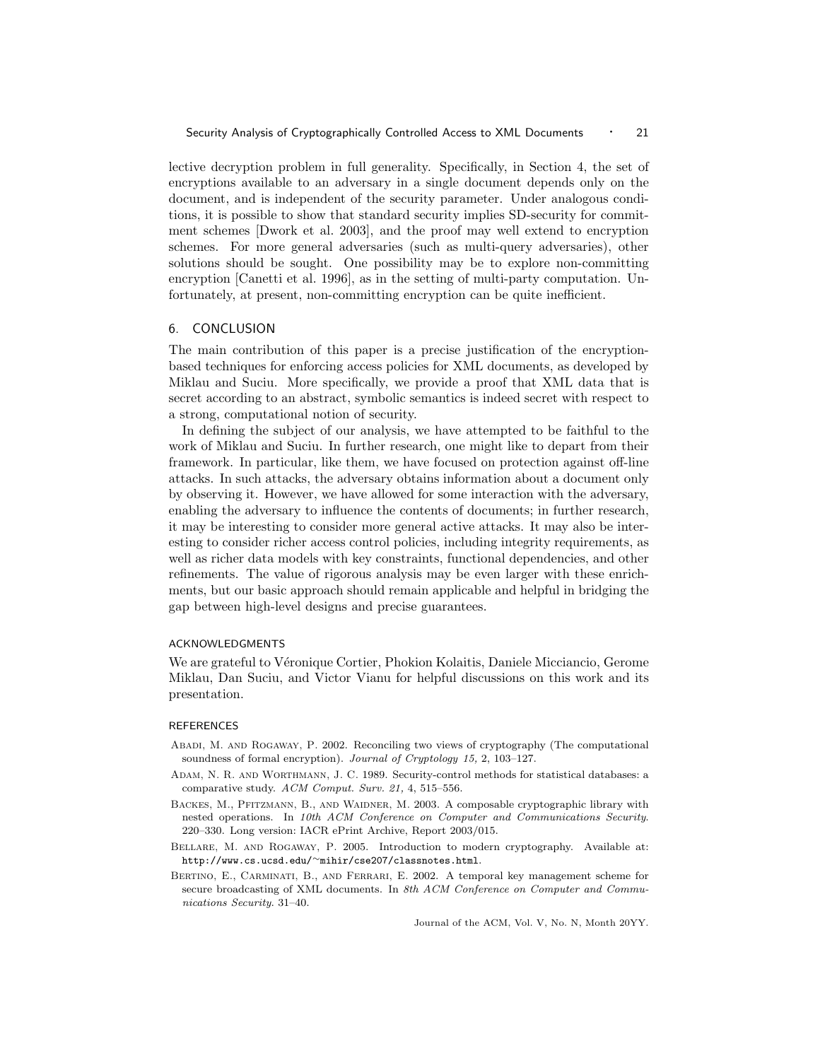lective decryption problem in full generality. Specifically, in Section 4, the set of encryptions available to an adversary in a single document depends only on the document, and is independent of the security parameter. Under analogous conditions, it is possible to show that standard security implies SD-security for commitment schemes [Dwork et al. 2003], and the proof may well extend to encryption schemes. For more general adversaries (such as multi-query adversaries), other solutions should be sought. One possibility may be to explore non-committing encryption [Canetti et al. 1996], as in the setting of multi-party computation. Unfortunately, at present, non-committing encryption can be quite inefficient.

## 6. CONCLUSION

The main contribution of this paper is a precise justification of the encryption-based techniques for enforcing access policies for XML documents, as developed by Miklau and Suciu. More specifically, we provide a proof that XML data that is secret according to an abstract, symbolic semantics is indeed secret with respect to a strong, computational notion of security.

In defining the subject of our analysis, we have attempted to be faithful to the work of Miklau and Suciu. In further research, one might like to depart from their framework. In particular, like them, we have focused on protection against off-line attacks. In such attacks, the adversary obtains information about a document only by observing it. However, we have allowed for some interaction with the adversary, enabling the adversary to influence the contents of documents; in further research, it may be interesting to consider more general active attacks. It may also be interesting to consider richer access control policies, including integrity requirements, as well as richer data models with key constraints, functional dependencies, and other refinements. The value of rigorous analysis may be even larger with these enrichments, but our basic approach should remain applicable and helpful in bridging the gap between high-level designs and precise guarantees.

### ACKNOWLEDGMENTS

We are grateful to Véronique Cortier, Phokion Kolaitis, Daniele Micciancio, Gerome Miklau, Dan Suciu, and Victor Vianu for helpful discussions on this work and its presentation.

### REFERENCES

Abadi, M. and Rogaway, P. 2002. Reconciling two views of cryptography (The computational soundness of formal encryption). *Journal of Cryptology 15,* 2, 103–127.

Adam, N. R. and Worthmann, J. C. 1989. Security-control methods for statistical databases: a comparative study. *ACM Comput. Surv. 21,* 4, 515–556.

Backes, M., Pfitzmann, B., and Waidner, M. 2003. A composable cryptographic library with nested operations. In *10th ACM Conference on Computer and Communications Security*. 220–330. Long version: IACR ePrint Archive, Report 2003/015.

Bellare, M. and Rogaway, P. 2005. Introduction to modern cryptography. Available at: http://www.cs.ucsd.edu/~mihir/cse207/classnotes.html.

Bertino, E., Carminati, B., and Ferrari, E. 2002. A temporal key management scheme for secure broadcasting of XML documents. In *8th ACM Conference on Computer and Communications Security*. 31–40.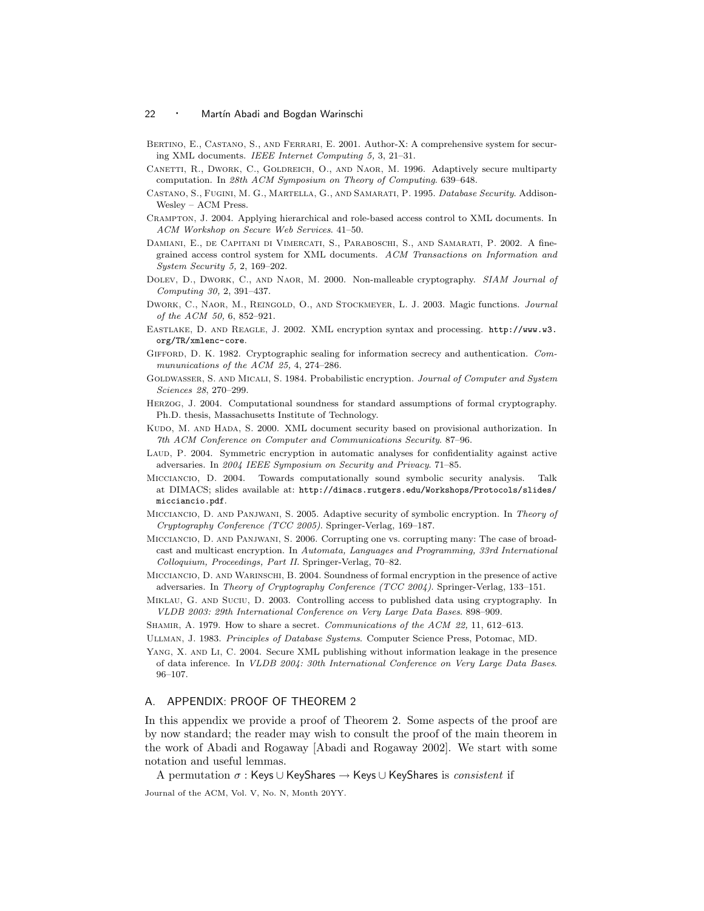Bertino, E., Castano, S., and Ferrari, E. 2001. Author-X: A comprehensive system for securing XML documents. *IEEE Internet Computing 5,* 3, 21–31.

Canetti, R., Dwork, C., Goldreich, O., and Naor, M. 1996. Adaptively secure multiparty computation. In *28th ACM Symposium on Theory of Computing*. 639–648.

Castano, S., Fugini, M. G., Martella, G., and Samarati, P. 1995. *Database Security*. Addison-Wesley – ACM Press.

Crampton, J. 2004. Applying hierarchical and role-based access control to XML documents. In *ACM Workshop on Secure Web Services*. 41–50.

Damiani, E., de Capitani di Vimercati, S., Paraboschi, S., and Samarati, P. 2002. A fine-grained access control system for XML documents. *ACM Transactions on Information and System Security 5,* 2, 169–202.

Dolev, D., Dwork, C., and Naor, M. 2000. Non-malleable cryptography. *SIAM Journal of Computing 30,* 2, 391–437.

Dwork, C., Naor, M., Reingold, O., and Stockmeyer, L. J. 2003. Magic functions. *Journal of the ACM 50,* 6, 852–921.

Eastlake, D. and Reagle, J. 2002. XML encryption syntax and processing. http://www.w3.org/TR/xmlenc-core.

Gifford, D. K. 1982. Cryptographic sealing for information secrecy and authentication. *Commununications of the ACM 25,* 4, 274–286.

Goldwasser, S. and Micali, S. 1984. Probabilistic encryption. *Journal of Computer and System Sciences 28*, 270–299.

Herzog, J. 2004. Computational soundness for standard assumptions of formal cryptography. Ph.D. thesis, Massachusetts Institute of Technology.

Kudo, M. and Hada, S. 2000. XML document security based on provisional authorization. In *7th ACM Conference on Computer and Communications Security*. 87–96.

Laud, P. 2004. Symmetric encryption in automatic analyses for confidentiality against active adversaries. In *2004 IEEE Symposium on Security and Privacy*. 71–85.

Micciancio, D. 2004. Towards computationally sound symbolic security analysis. Talk at DIMACS; slides available at: http://dimacs.rutgers.edu/Workshops/Protocols/slides/micciancio.pdf.

Micciancio, D. and Panjwani, S. 2005. Adaptive security of symbolic encryption. In *Theory of Cryptography Conference (TCC 2005)*. Springer-Verlag, 169–187.

Micciancio, D. and Panjwani, S. 2006. Corrupting one vs. corrupting many: The case of broadcast and multicast encryption. In *Automata, Languages and Programming, 33rd International Colloquium, Proceedings, Part II*. Springer-Verlag, 70–82.

Micciancio, D. and Warinschi, B. 2004. Soundness of formal encryption in the presence of active adversaries. In *Theory of Cryptography Conference (TCC 2004)*. Springer-Verlag, 133–151.

Miklau, G. and Suciu, D. 2003. Controlling access to published data using cryptography. In *VLDB 2003: 29th International Conference on Very Large Data Bases*. 898–909.

Shamir, A. 1979. How to share a secret. *Communications of the ACM 22,* 11, 612–613.

Ullman, J. 1983. *Principles of Database Systems*. Computer Science Press, Potomac, MD.

Yang, X. and Li, C. 2004. Secure XML publishing without information leakage in the presence of data inference. In *VLDB 2004: 30th International Conference on Very Large Data Bases*. 96–107.

## A. APPENDIX: PROOF OF THEOREM 2

In this appendix we provide a proof of Theorem 2. Some aspects of the proof are by now standard; the reader may wish to consult the proof of the main theorem in the work of Abadi and Rogaway [Abadi and Rogaway 2002]. We start with some notation and useful lemmas.

A permutation $\sigma : \mathsf{Keys} \cup \mathsf{KeyShares} \rightarrow \mathsf{Keys} \cup \mathsf{KeyShares}$ is *consistent* if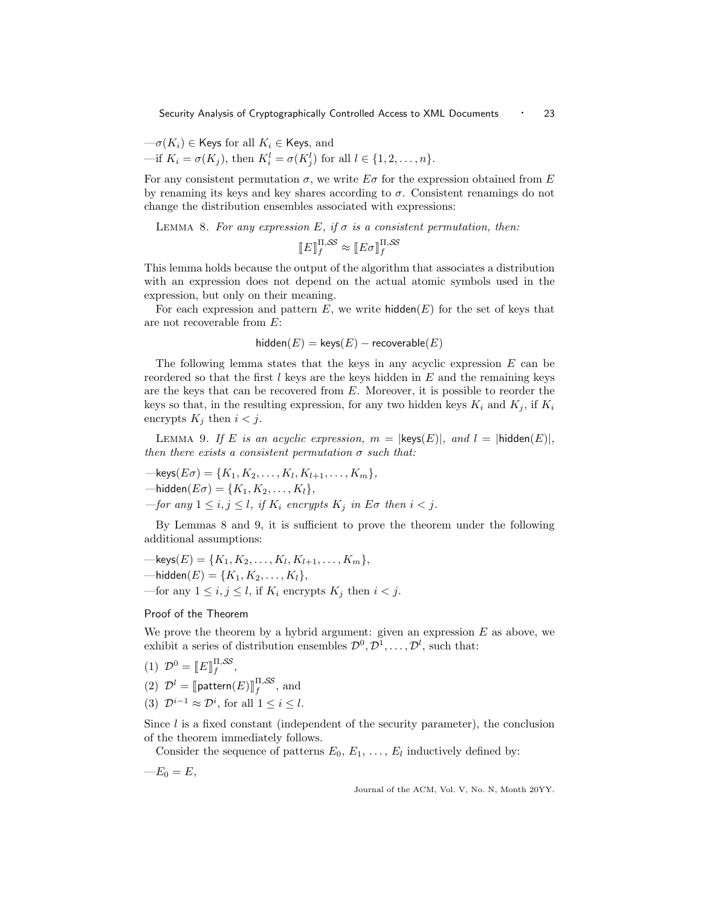—$\sigma(K_i) \in$ Keys for all $K_i \in$ Keys, and
—if $K_i = \sigma(K_j)$, then $K_i^l = \sigma(K_j^l)$ for all $l \in \{1, 2, \ldots, n\}$.

For any consistent permutation $\sigma$, we write $E\sigma$ for the expression obtained from $E$ by renaming its keys and key shares according to $\sigma$. Consistent renamings do not change the distribution ensembles associated with expressions:

Lemma 8. *For any expression $E$, if $\sigma$ is a consistent permutation, then:*

$$[\![E]\!]_f^{\Pi,\mathcal{SS}} \approx [\![E\sigma]\!]_f^{\Pi,\mathcal{SS}}$$

This lemma holds because the output of the algorithm that associates a distribution with an expression does not depend on the actual atomic symbols used in the expression, but only on their meaning.

For each expression and pattern $E$, we write $\mathsf{hidden}(E)$ for the set of keys that are not recoverable from $E$:

$$\mathsf{hidden}(E) = \mathsf{keys}(E) - \mathsf{recoverable}(E)$$

The following lemma states that the keys in any acyclic expression $E$ can be reordered so that the first $l$ keys are the keys hidden in $E$ and the remaining keys are the keys that can be recovered from $E$. Moreover, it is possible to reorder the keys so that, in the resulting expression, for any two hidden keys $K_i$ and $K_j$, if $K_i$ encrypts $K_j$ then $i < j$.

Lemma 9. *If $E$ is an acyclic expression, $m = |\mathsf{keys}(E)|$, and $l = |\mathsf{hidden}(E)|$, then there exists a consistent permutation $\sigma$ such that:*

—$\mathsf{keys}(E\sigma) = \{K_1, K_2, \ldots, K_l, K_{l+1}, \ldots, K_m\}$,
—$\mathsf{hidden}(E\sigma) = \{K_1, K_2, \ldots, K_l\}$,
—*for any $1 \le i, j \le l$, if $K_i$ encrypts $K_j$ in $E\sigma$ then $i < j$.*

By Lemmas 8 and 9, it is sufficient to prove the theorem under the following additional assumptions:

—$\mathsf{keys}(E) = \{K_1, K_2, \ldots, K_l, K_{l+1}, \ldots, K_m\}$,
—$\mathsf{hidden}(E) = \{K_1, K_2, \ldots, K_l\}$,
—for any $1 \le i, j \le l$, if $K_i$ encrypts $K_j$ then $i < j$.

### Proof of the Theorem

We prove the theorem by a hybrid argument: given an expression $E$ as above, we exhibit a series of distribution ensembles $\mathcal{D}^0, \mathcal{D}^1, \ldots, \mathcal{D}^l$, such that:

(1) $\mathcal{D}^0 = [\![E]\!]_f^{\Pi,\mathcal{SS}}$,
(2) $\mathcal{D}^l = [\![\mathsf{pattern}(E)]\!]_f^{\Pi,\mathcal{SS}}$, and
(3) $\mathcal{D}^{i-1} \approx \mathcal{D}^i$, for all $1 \le i \le l$.

Since $l$ is a fixed constant (independent of the security parameter), the conclusion of the theorem immediately follows.

Consider the sequence of patterns $E_0, E_1, \ldots, E_l$ inductively defined by:

—$E_0 = E$,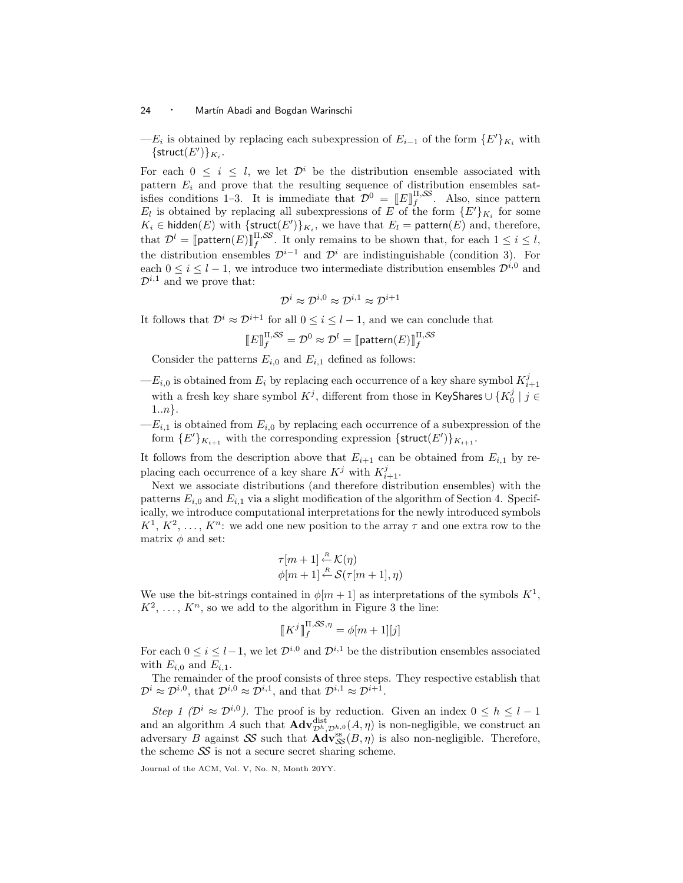—$E_i$ is obtained by replacing each subexpression of $E_{i-1}$ of the form $\{E'\}_{K_i}$ with $\{\mathsf{struct}(E')\}_{K_i}$.

For each $0 \leq i \leq l$, we let $\mathcal{D}^i$ be the distribution ensemble associated with pattern $E_i$ and prove that the resulting sequence of distribution ensembles satisfies conditions 1–3. It is immediate that $\mathcal{D}^0 = [\![E]\!]_f^{\Pi,\mathcal{SS}}$. Also, since pattern $E_l$ is obtained by replacing all subexpressions of $E$ of the form $\{E'\}_{K_i}$ for some $K_i \in \mathsf{hidden}(E)$ with $\{\mathsf{struct}(E')\}_{K_i}$, we have that $E_l = \mathsf{pattern}(E)$ and, therefore, that $\mathcal{D}^l = [\![\mathsf{pattern}(E)]\!]_f^{\Pi,\mathcal{SS}}$. It only remains to be shown that, for each $1 \leq i \leq l$, the distribution ensembles $\mathcal{D}^{i-1}$ and $\mathcal{D}^i$ are indistinguishable (condition 3). For each $0 \leq i \leq l-1$, we introduce two intermediate distribution ensembles $\mathcal{D}^{i,0}$ and $\mathcal{D}^{i,1}$ and we prove that:

$$\mathcal{D}^i \approx \mathcal{D}^{i,0} \approx \mathcal{D}^{i,1} \approx \mathcal{D}^{i+1}$$

It follows that $\mathcal{D}^i \approx \mathcal{D}^{i+1}$ for all $0 \leq i \leq l-1$, and we can conclude that

$$[\![E]\!]_f^{\Pi,\mathcal{SS}} = \mathcal{D}^0 \approx \mathcal{D}^l = [\![\mathsf{pattern}(E)]\!]_f^{\Pi,\mathcal{SS}}$$

Consider the patterns $E_{i,0}$ and $E_{i,1}$ defined as follows:

—$E_{i,0}$ is obtained from $E_i$ by replacing each occurrence of a key share symbol $K_{i+1}^j$ with a fresh key share symbol $K^j$, different from those in $\mathsf{KeyShares} \cup \{K_0^j \mid j \in 1..n\}$.

—$E_{i,1}$ is obtained from $E_{i,0}$ by replacing each occurrence of a subexpression of the form $\{E'\}_{K_{i+1}}$ with the corresponding expression $\{\mathsf{struct}(E')\}_{K_{i+1}}$.

It follows from the description above that $E_{i+1}$ can be obtained from $E_{i,1}$ by replacing each occurrence of a key share $K^j$ with $K_{i+1}^j$.

Next we associate distributions (and therefore distribution ensembles) with the patterns $E_{i,0}$ and $E_{i,1}$ via a slight modification of the algorithm of Section 4. Specifically, we introduce computational interpretations for the newly introduced symbols $K^1, K^2, \ldots, K^n$: we add one new position to the array $\tau$ and one extra row to the matrix $\phi$ and set:

$$\tau[m+1] \xleftarrow{R} \mathcal{K}(\eta)$$
$$\phi[m+1] \xleftarrow{R} \mathcal{S}(\tau[m+1], \eta)$$

We use the bit-strings contained in $\phi[m+1]$ as interpretations of the symbols $K^1, K^2, \ldots, K^n$, so we add to the algorithm in Figure 3 the line:

$$[\![K^j]\!]_f^{\Pi,\mathcal{SS},\eta} = \phi[m+1][j]$$

For each $0 \leq i \leq l-1$, we let $\mathcal{D}^{i,0}$ and $\mathcal{D}^{i,1}$ be the distribution ensembles associated with $E_{i,0}$ and $E_{i,1}$.

The remainder of the proof consists of three steps. They respective establish that $\mathcal{D}^i \approx \mathcal{D}^{i,0}$, that $\mathcal{D}^{i,0} \approx \mathcal{D}^{i,1}$, and that $\mathcal{D}^{i,1} \approx \mathcal{D}^{i+1}$.

*Step 1 ($\mathcal{D}^i \approx \mathcal{D}^{i,0}$).* The proof is by reduction. Given an index $0 \leq h \leq l-1$ and an algorithm $A$ such that $\mathbf{Adv}^{\mathrm{dist}}_{\mathcal{D}^h,\mathcal{D}^{h,0}}(A,\eta)$ is non-negligible, we construct an adversary $B$ against $\mathcal{SS}$ such that $\mathbf{Adv}^{\mathrm{ss}}_{\mathcal{SS}}(B,\eta)$ is also non-negligible. Therefore, the scheme $\mathcal{SS}$ is not a secure secret sharing scheme.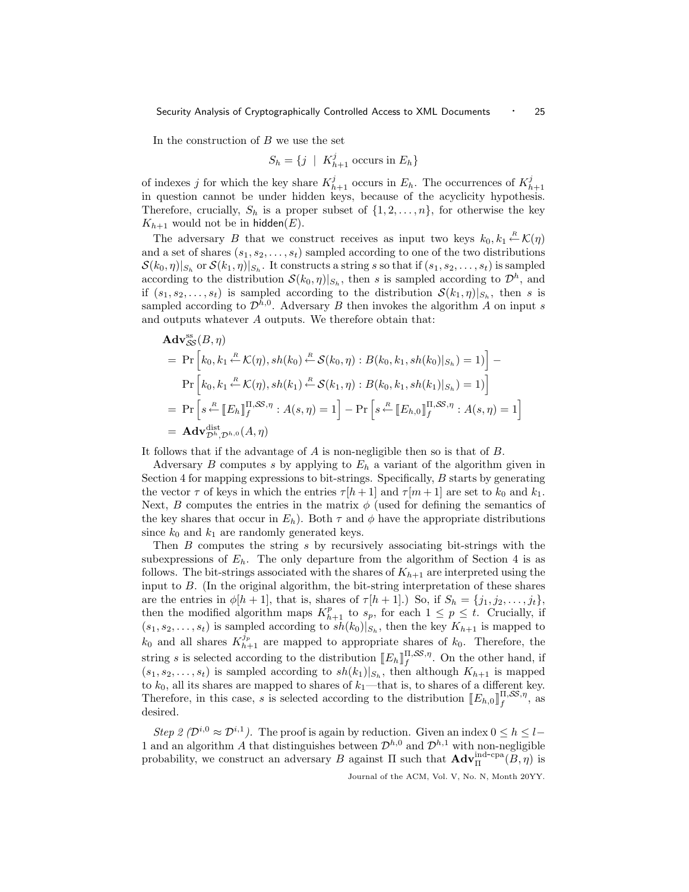In the construction of $B$ we use the set

$$S_h = \{j \mid K_{h+1}^j \text{ occurs in } E_h\}$$

of indexes $j$ for which the key share $K_{h+1}^j$ occurs in $E_h$. The occurrences of $K_{h+1}^j$ in question cannot be under hidden keys, because of the acyclicity hypothesis. Therefore, crucially, $S_h$ is a proper subset of $\{1, 2, \ldots, n\}$, for otherwise the key $K_{h+1}$ would not be in $\mathsf{hidden}(E)$.

The adversary $B$ that we construct receives as input two keys $k_0, k_1 \xleftarrow{R} \mathcal{K}(\eta)$ and a set of shares $(s_1, s_2, \ldots, s_t)$ sampled according to one of the two distributions $\mathcal{S}(k_0, \eta)|_{S_h}$ or $\mathcal{S}(k_1, \eta)|_{S_h}$. It constructs a string $s$ so that if $(s_1, s_2, \ldots, s_t)$ is sampled according to the distribution $\mathcal{S}(k_0, \eta)|_{S_h}$, then $s$ is sampled according to $\mathcal{D}^h$, and if $(s_1, s_2, \ldots, s_t)$ is sampled according to the distribution $\mathcal{S}(k_1, \eta)|_{S_h}$, then $s$ is sampled according to $\mathcal{D}^{h,0}$. Adversary $B$ then invokes the algorithm $A$ on input $s$ and outputs whatever $A$ outputs. We therefore obtain that:

$$\begin{aligned}
&\mathbf{Adv}^{\mathrm{ss}}_{\mathcal{SS}}(B, \eta) \\
&= \Pr\left[k_0, k_1 \xleftarrow{R} \mathcal{K}(\eta), sh(k_0) \xleftarrow{R} \mathcal{S}(k_0, \eta) : B(k_0, k_1, sh(k_0)|_{S_h}) = 1)\right] - \\
&\quad \Pr\left[k_0, k_1 \xleftarrow{R} \mathcal{K}(\eta), sh(k_1) \xleftarrow{R} \mathcal{S}(k_1, \eta) : B(k_0, k_1, sh(k_1)|_{S_h}) = 1)\right] \\
&= \Pr\left[s \xleftarrow{R} [\![E_h]\!]_f^{\Pi, \mathcal{SS}, \eta} : A(s, \eta) = 1\right] - \Pr\left[s \xleftarrow{R} [\![E_{h,0}]\!]_f^{\Pi, \mathcal{SS}, \eta} : A(s, \eta) = 1\right] \\
&= \mathbf{Adv}^{\mathrm{dist}}_{\mathcal{D}^h, \mathcal{D}^{h,0}}(A, \eta)
\end{aligned}$$

It follows that if the advantage of $A$ is non-negligible then so is that of $B$.

Adversary $B$ computes $s$ by applying to $E_h$ a variant of the algorithm given in Section 4 for mapping expressions to bit-strings. Specifically, $B$ starts by generating the vector $\tau$ of keys in which the entries $\tau[h+1]$ and $\tau[m+1]$ are set to $k_0$ and $k_1$. Next, $B$ computes the entries in the matrix $\phi$ (used for defining the semantics of the key shares that occur in $E_h$). Both $\tau$ and $\phi$ have the appropriate distributions since $k_0$ and $k_1$ are randomly generated keys.

Then $B$ computes the string $s$ by recursively associating bit-strings with the subexpressions of $E_h$. The only departure from the algorithm of Section 4 is as follows. The bit-strings associated with the shares of $K_{h+1}$ are interpreted using the input to $B$. (In the original algorithm, the bit-string interpretation of these shares are the entries in $\phi[h+1]$, that is, shares of $\tau[h+1]$.) So, if $S_h = \{j_1, j_2, \ldots, j_t\}$, then the modified algorithm maps $K_{h+1}^p$ to $s_p$, for each $1 \leq p \leq t$. Crucially, if $(s_1, s_2, \ldots, s_t)$ is sampled according to $sh(k_0)|_{S_h}$, then the key $K_{h+1}$ is mapped to $k_0$ and all shares $K_{h+1}^{j_p}$ are mapped to appropriate shares of $k_0$. Therefore, the string $s$ is selected according to the distribution $[\![E_h]\!]_f^{\Pi, \mathcal{SS}, \eta}$. On the other hand, if $(s_1, s_2, \ldots, s_t)$ is sampled according to $sh(k_1)|_{S_h}$, then although $K_{h+1}$ is mapped to $k_0$, all its shares are mapped to shares of $k_1$—that is, to shares of a different key. Therefore, in this case, $s$ is selected according to the distribution $[\![E_{h,0}]\!]_f^{\Pi, \mathcal{SS}, \eta}$, as desired.

*Step 2* ($\mathcal{D}^{i,0} \approx \mathcal{D}^{i,1}$). The proof is again by reduction. Given an index $0 \leq h \leq l-1$ and an algorithm $A$ that distinguishes between $\mathcal{D}^{h,0}$ and $\mathcal{D}^{h,1}$ with non-negligible probability, we construct an adversary $B$ against $\Pi$ such that $\mathbf{Adv}^{\text{ind-cpa}}_{\Pi}(B, \eta)$ is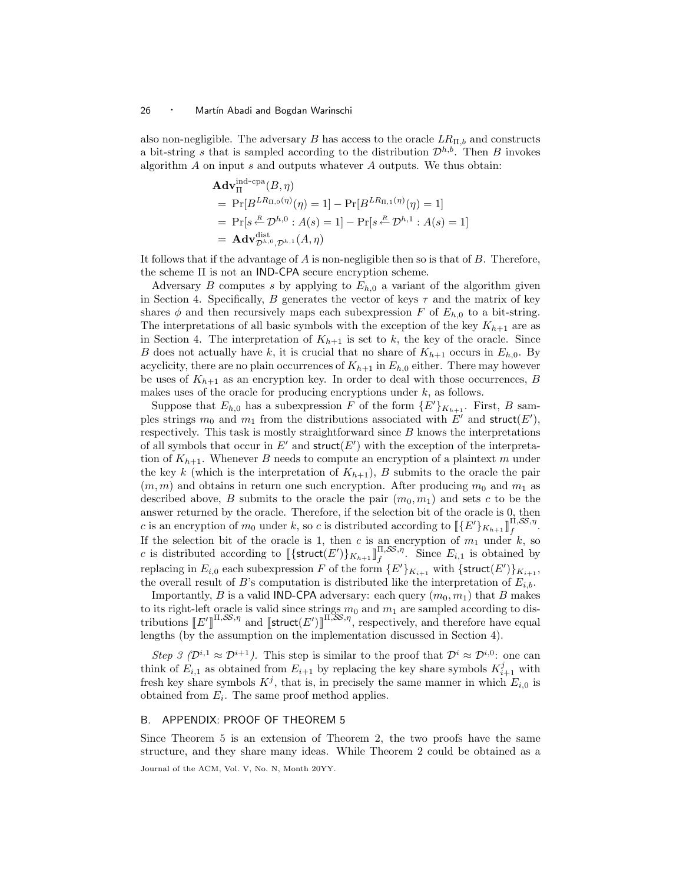also non-negligible. The adversary $B$ has access to the oracle $LR_{\Pi,b}$ and constructs a bit-string $s$ that is sampled according to the distribution $\mathcal{D}^{h,b}$. Then $B$ invokes algorithm $A$ on input $s$ and outputs whatever $A$ outputs. We thus obtain:

$$
\begin{aligned}
&\mathbf{Adv}_{\Pi}^{\text{ind-cpa}}(B,\eta) \\
&= \Pr[B^{LR_{\Pi,0}(\eta)}(\eta)=1] - \Pr[B^{LR_{\Pi,1}(\eta)}(\eta)=1] \\
&= \Pr[s \xleftarrow{R} \mathcal{D}^{h,0} : A(s)=1] - \Pr[s \xleftarrow{R} \mathcal{D}^{h,1} : A(s)=1] \\
&= \mathbf{Adv}^{\text{dist}}_{\mathcal{D}^{h,0},\mathcal{D}^{h,1}}(A,\eta)
\end{aligned}
$$

It follows that if the advantage of $A$ is non-negligible then so is that of $B$. Therefore, the scheme $\Pi$ is not an IND-CPA secure encryption scheme.

Adversary $B$ computes $s$ by applying to $E_{h,0}$ a variant of the algorithm given in Section 4. Specifically, $B$ generates the vector of keys $\tau$ and the matrix of key shares $\phi$ and then recursively maps each subexpression $F$ of $E_{h,0}$ to a bit-string. The interpretations of all basic symbols with the exception of the key $K_{h+1}$ are as in Section 4. The interpretation of $K_{h+1}$ is set to $k$, the key of the oracle. Since $B$ does not actually have $k$, it is crucial that no share of $K_{h+1}$ occurs in $E_{h,0}$. By acyclicity, there are no plain occurrences of $K_{h+1}$ in $E_{h,0}$ either. There may however be uses of $K_{h+1}$ as an encryption key. In order to deal with those occurrences, $B$ makes uses of the oracle for producing encryptions under $k$, as follows.

Suppose that $E_{h,0}$ has a subexpression $F$ of the form $\{E'\}_{K_{h+1}}$. First, $B$ samples strings $m_0$ and $m_1$ from the distributions associated with $E'$ and $\mathsf{struct}(E')$, respectively. This task is mostly straightforward since $B$ knows the interpretations of all symbols that occur in $E'$ and $\mathsf{struct}(E')$ with the exception of the interpretation of $K_{h+1}$. Whenever $B$ needs to compute an encryption of a plaintext $m$ under the key $k$ (which is the interpretation of $K_{h+1}$), $B$ submits to the oracle the pair $(m,m)$ and obtains in return one such encryption. After producing $m_0$ and $m_1$ as described above, $B$ submits to the oracle the pair $(m_0,m_1)$ and sets $c$ to be the answer returned by the oracle. Therefore, if the selection bit of the oracle is 0, then $c$ is an encryption of $m_0$ under $k$, so $c$ is distributed according to $[\![\{E'\}_{K_{h+1}}]\!]_f^{\Pi,\mathcal{SS},\eta}$. If the selection bit of the oracle is 1, then $c$ is an encryption of $m_1$ under $k$, so $c$ is distributed according to $[\![\{\mathsf{struct}(E')\}_{K_{h+1}}]\!]_f^{\Pi,\mathcal{SS},\eta}$. Since $E_{i,1}$ is obtained by replacing in $E_{i,0}$ each subexpression $F$ of the form $\{E'\}_{K_{i+1}}$ with $\{\mathsf{struct}(E')\}_{K_{i+1}}$, the overall result of $B$'s computation is distributed like the interpretation of $E_{i,b}$.

Importantly, $B$ is a valid IND-CPA adversary: each query $(m_0,m_1)$ that $B$ makes to its right-left oracle is valid since strings $m_0$ and $m_1$ are sampled according to distributions $[\![E']\!]^{\Pi,\mathcal{SS},\eta}$ and $[\![\mathsf{struct}(E')]\!]^{\Pi,\mathcal{SS},\eta}$, respectively, and therefore have equal lengths (by the assumption on the implementation discussed in Section 4).

*Step 3* ($\mathcal{D}^{i,1} \approx \mathcal{D}^{i+1}$). This step is similar to the proof that $\mathcal{D}^i \approx \mathcal{D}^{i,0}$: one can think of $E_{i,1}$ as obtained from $E_{i+1}$ by replacing the key share symbols $K^j_{i+1}$ with fresh key share symbols $K^j$, that is, in precisely the same manner in which $E_{i,0}$ is obtained from $E_i$. The same proof method applies.

## B. APPENDIX: PROOF OF THEOREM 5

Since Theorem 5 is an extension of Theorem 2, the two proofs have the same structure, and they share many ideas. While Theorem 2 could be obtained as a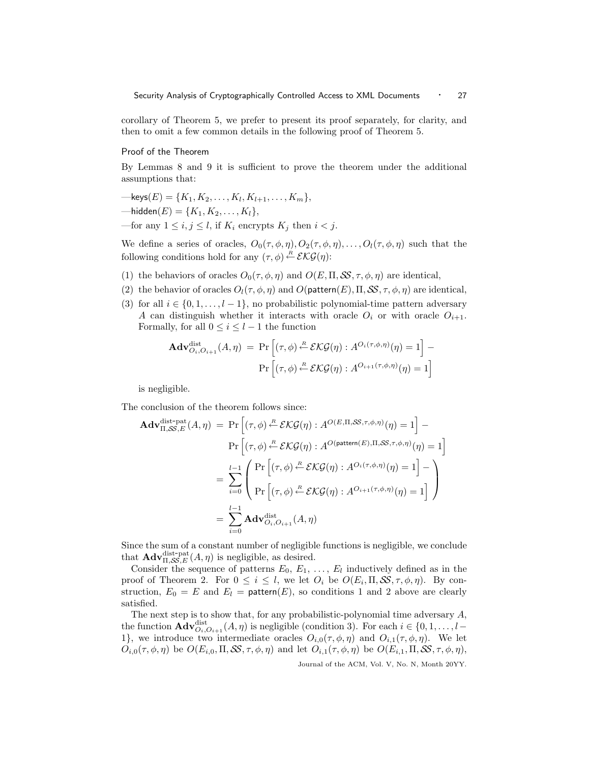corollary of Theorem 5, we prefer to present its proof separately, for clarity, and then to omit a few common details in the following proof of Theorem 5.

### Proof of the Theorem

By Lemmas 8 and 9 it is sufficient to prove the theorem under the additional assumptions that:

—$\mathsf{keys}(E) = \{K_1, K_2, \ldots, K_l, K_{l+1}, \ldots, K_m\}$,

—$\mathsf{hidden}(E) = \{K_1, K_2, \ldots, K_l\}$,

—for any $1 \leq i, j \leq l$, if $K_i$ encrypts $K_j$ then $i < j$.

We define a series of oracles, $O_0(\tau, \phi, \eta), O_2(\tau, \phi, \eta), \ldots, O_l(\tau, \phi, \eta)$ such that the following conditions hold for any $(\tau, \phi) \xleftarrow{R} \mathcal{EKG}(\eta)$:

(1) the behaviors of oracles $O_0(\tau, \phi, \eta)$ and $O(E, \Pi, \mathcal{SS}, \tau, \phi, \eta)$ are identical,

(2) the behavior of oracles $O_l(\tau, \phi, \eta)$ and $O(\mathsf{pattern}(E), \Pi, \mathcal{SS}, \tau, \phi, \eta)$ are identical,

(3) for all $i \in \{0, 1, \ldots, l-1\}$, no probabilistic polynomial-time pattern adversary $A$ can distinguish whether it interacts with oracle $O_i$ or with oracle $O_{i+1}$. Formally, for all $0 \leq i \leq l-1$ the function

$$\mathbf{Adv}^{\mathrm{dist}}_{O_i, O_{i+1}}(A, \eta) = \Pr\left[(\tau, \phi) \xleftarrow{R} \mathcal{EKG}(\eta) : A^{O_i(\tau,\phi,\eta)}(\eta) = 1\right] - \Pr\left[(\tau, \phi) \xleftarrow{R} \mathcal{EKG}(\eta) : A^{O_{i+1}(\tau,\phi,\eta)}(\eta) = 1\right]$$

is negligible.

The conclusion of the theorem follows since:

$$\begin{aligned}
\mathbf{Adv}^{\mathrm{dist\text{-}pat}}_{\Pi, \mathcal{SS}, E}(A, \eta) &= \Pr\left[(\tau, \phi) \xleftarrow{R} \mathcal{EKG}(\eta) : A^{O(E,\Pi,\mathcal{SS},\tau,\phi,\eta)}(\eta) = 1\right] - \\
&\quad \Pr\left[(\tau, \phi) \xleftarrow{R} \mathcal{EKG}(\eta) : A^{O(\mathsf{pattern}(E),\Pi,\mathcal{SS},\tau,\phi,\eta)}(\eta) = 1\right] \\
&= \sum_{i=0}^{l-1} \left( \begin{array}{l} \Pr\left[(\tau, \phi) \xleftarrow{R} \mathcal{EKG}(\eta) : A^{O_i(\tau,\phi,\eta)}(\eta) = 1\right] - \\ \Pr\left[(\tau, \phi) \xleftarrow{R} \mathcal{EKG}(\eta) : A^{O_{i+1}(\tau,\phi,\eta)}(\eta) = 1\right] \end{array} \right) \\
&= \sum_{i=0}^{l-1} \mathbf{Adv}^{\mathrm{dist}}_{O_i, O_{i+1}}(A, \eta)
\end{aligned}$$

Since the sum of a constant number of negligible functions is negligible, we conclude that $\mathbf{Adv}^{\mathrm{dist\text{-}pat}}_{\Pi, \mathcal{SS}, E}(A, \eta)$ is negligible, as desired.

Consider the sequence of patterns $E_0, E_1, \ldots, E_l$ inductively defined as in the proof of Theorem 2. For $0 \leq i \leq l$, we let $O_i$ be $O(E_i, \Pi, \mathcal{SS}, \tau, \phi, \eta)$. By construction, $E_0 = E$ and $E_l = \mathsf{pattern}(E)$, so conditions 1 and 2 above are clearly satisfied.

The next step is to show that, for any probabilistic-polynomial time adversary $A$, the function $\mathbf{Adv}^{\mathrm{dist}}_{O_i, O_{i+1}}(A, \eta)$ is negligible (condition 3). For each $i \in \{0, 1, \ldots, l-1\}$, we introduce two intermediate oracles $O_{i,0}(\tau, \phi, \eta)$ and $O_{i,1}(\tau, \phi, \eta)$. We let $O_{i,0}(\tau, \phi, \eta)$ be $O(E_{i,0}, \Pi, \mathcal{SS}, \tau, \phi, \eta)$ and let $O_{i,1}(\tau, \phi, \eta)$ be $O(E_{i,1}, \Pi, \mathcal{SS}, \tau, \phi, \eta)$,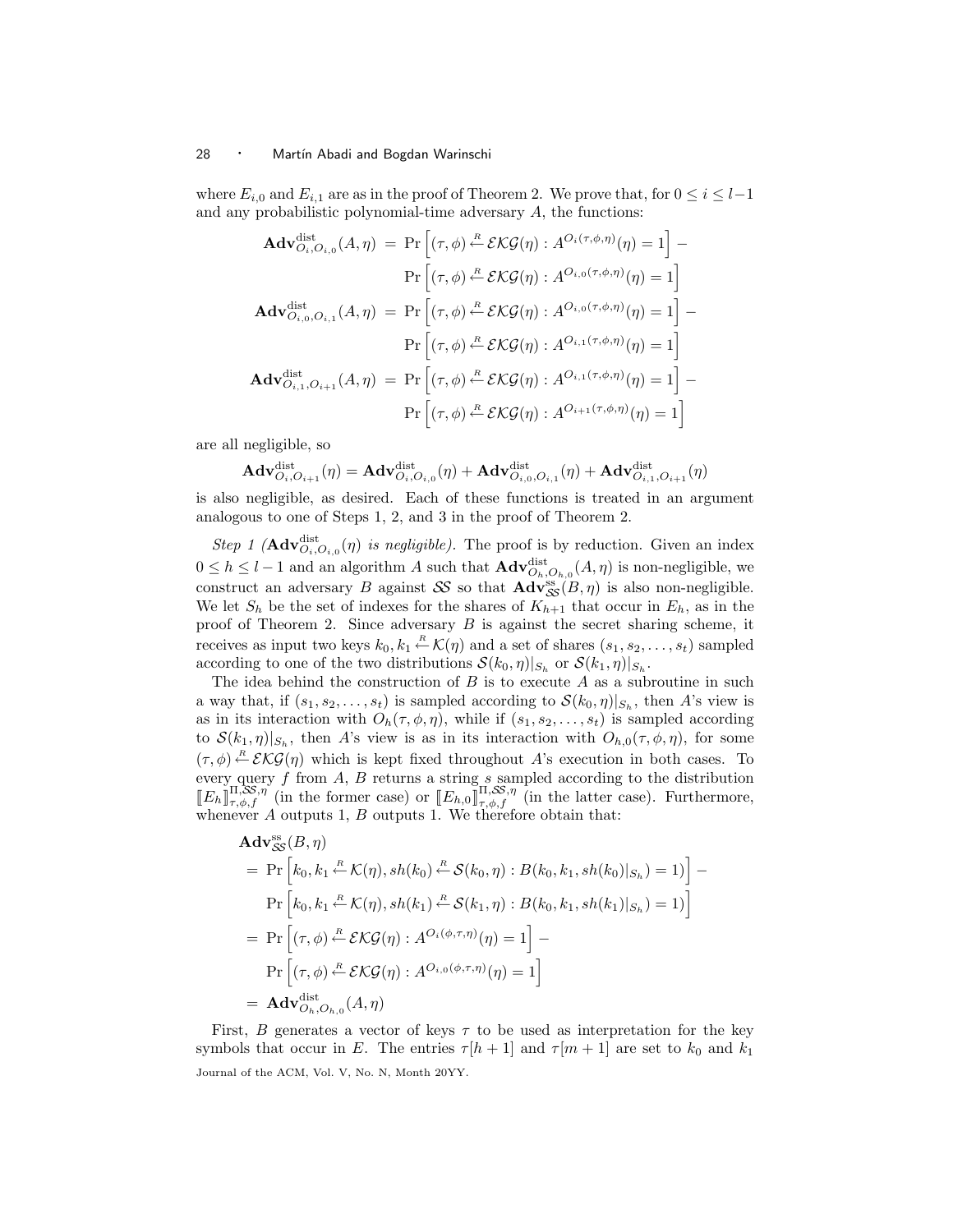where $E_{i,0}$ and $E_{i,1}$ are as in the proof of Theorem 2. We prove that, for $0 \leq i \leq l-1$ and any probabilistic polynomial-time adversary $A$, the functions:

$$
\begin{aligned}
\mathbf{Adv}^{\mathrm{dist}}_{O_i,O_{i,0}}(A,\eta) \;=\; & \Pr\left[(\tau,\phi) \xleftarrow{R} \mathcal{EKG}(\eta) : A^{O_i(\tau,\phi,\eta)}(\eta) = 1\right] - \\
& \Pr\left[(\tau,\phi) \xleftarrow{R} \mathcal{EKG}(\eta) : A^{O_{i,0}(\tau,\phi,\eta)}(\eta) = 1\right] \\
\mathbf{Adv}^{\mathrm{dist}}_{O_{i,0},O_{i,1}}(A,\eta) \;=\; & \Pr\left[(\tau,\phi) \xleftarrow{R} \mathcal{EKG}(\eta) : A^{O_{i,0}(\tau,\phi,\eta)}(\eta) = 1\right] - \\
& \Pr\left[(\tau,\phi) \xleftarrow{R} \mathcal{EKG}(\eta) : A^{O_{i,1}(\tau,\phi,\eta)}(\eta) = 1\right] \\
\mathbf{Adv}^{\mathrm{dist}}_{O_{i,1},O_{i+1}}(A,\eta) \;=\; & \Pr\left[(\tau,\phi) \xleftarrow{R} \mathcal{EKG}(\eta) : A^{O_{i,1}(\tau,\phi,\eta)}(\eta) = 1\right] - \\
& \Pr\left[(\tau,\phi) \xleftarrow{R} \mathcal{EKG}(\eta) : A^{O_{i+1}(\tau,\phi,\eta)}(\eta) = 1\right]
\end{aligned}
$$

are all negligible, so

$$
\mathbf{Adv}^{\mathrm{dist}}_{O_i,O_{i+1}}(\eta) = \mathbf{Adv}^{\mathrm{dist}}_{O_i,O_{i,0}}(\eta) + \mathbf{Adv}^{\mathrm{dist}}_{O_{i,0},O_{i,1}}(\eta) + \mathbf{Adv}^{\mathrm{dist}}_{O_{i,1},O_{i+1}}(\eta)
$$

is also negligible, as desired. Each of these functions is treated in an argument analogous to one of Steps 1, 2, and 3 in the proof of Theorem 2.

*Step 1 ($\mathbf{Adv}^{\mathrm{dist}}_{O_i,O_{i,0}}(\eta)$ is negligible).* The proof is by reduction. Given an index $0 \leq h \leq l-1$ and an algorithm $A$ such that $\mathbf{Adv}^{\mathrm{dist}}_{O_h,O_{h,0}}(A,\eta)$ is non-negligible, we construct an adversary $B$ against $\mathcal{SS}$ so that $\mathbf{Adv}^{\mathrm{ss}}_{\mathcal{SS}}(B,\eta)$ is also non-negligible. We let $S_h$ be the set of indexes for the shares of $K_{h+1}$ that occur in $E_h$, as in the proof of Theorem 2. Since adversary $B$ is against the secret sharing scheme, it receives as input two keys $k_0, k_1 \xleftarrow{R} \mathcal{K}(\eta)$ and a set of shares $(s_1, s_2, \ldots, s_t)$ sampled according to one of the two distributions $\mathcal{S}(k_0,\eta)|_{S_h}$ or $\mathcal{S}(k_1,\eta)|_{S_h}$.

The idea behind the construction of $B$ is to execute $A$ as a subroutine in such a way that, if $(s_1, s_2, \ldots, s_t)$ is sampled according to $\mathcal{S}(k_0,\eta)|_{S_h}$, then $A$'s view is as in its interaction with $O_h(\tau,\phi,\eta)$, while if $(s_1, s_2, \ldots, s_t)$ is sampled according to $\mathcal{S}(k_1,\eta)|_{S_h}$, then $A$'s view is as in its interaction with $O_{h,0}(\tau,\phi,\eta)$, for some $(\tau,\phi) \xleftarrow{R} \mathcal{EKG}(\eta)$ which is kept fixed throughout $A$'s execution in both cases. To every query $f$ from $A$, $B$ returns a string $s$ sampled according to the distribution $[\![E_h]\!]^{\Pi,\mathcal{SS},\eta}_{\tau,\phi,f}$ (in the former case) or $[\![E_{h,0}]\!]^{\Pi,\mathcal{SS},\eta}_{\tau,\phi,f}$ (in the latter case). Furthermore, whenever $A$ outputs 1, $B$ outputs 1. We therefore obtain that:

$$
\begin{aligned}
& \mathbf{Adv}^{\mathrm{ss}}_{\mathcal{SS}}(B,\eta) \\
&= \Pr\left[k_0,k_1 \xleftarrow{R} \mathcal{K}(\eta), sh(k_0) \xleftarrow{R} \mathcal{S}(k_0,\eta) : B(k_0,k_1,sh(k_0)|_{S_h}) = 1)\right] - \\
&\quad \Pr\left[k_0,k_1 \xleftarrow{R} \mathcal{K}(\eta), sh(k_1) \xleftarrow{R} \mathcal{S}(k_1,\eta) : B(k_0,k_1,sh(k_1)|_{S_h}) = 1)\right] \\
&= \Pr\left[(\tau,\phi) \xleftarrow{R} \mathcal{EKG}(\eta) : A^{O_i(\phi,\tau,\eta)}(\eta) = 1\right] - \\
&\quad \Pr\left[(\tau,\phi) \xleftarrow{R} \mathcal{EKG}(\eta) : A^{O_{i,0}(\phi,\tau,\eta)}(\eta) = 1\right] \\
&= \mathbf{Adv}^{\mathrm{dist}}_{O_h,O_{h,0}}(A,\eta)
\end{aligned}
$$

First, $B$ generates a vector of keys $\tau$ to be used as interpretation for the key symbols that occur in $E$. The entries $\tau[h+1]$ and $\tau[m+1]$ are set to $k_0$ and $k_1$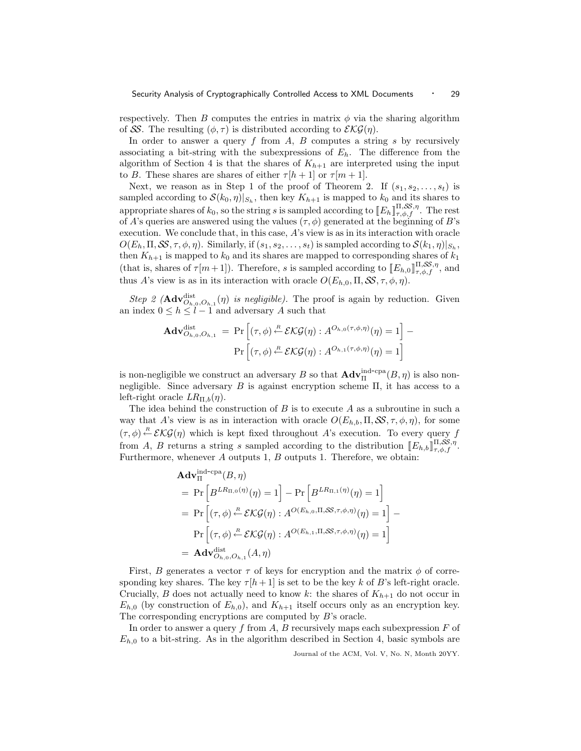respectively. Then $B$ computes the entries in matrix $\phi$ via the sharing algorithm of $\mathcal{SS}$. The resulting $(\phi, \tau)$ is distributed according to $\mathcal{EKG}(\eta)$.

In order to answer a query $f$ from $A$, $B$ computes a string $s$ by recursively associating a bit-string with the subexpressions of $E_h$. The difference from the algorithm of Section 4 is that the shares of $K_{h+1}$ are interpreted using the input to $B$. These shares are shares of either $\tau[h+1]$ or $\tau[m+1]$.

Next, we reason as in Step 1 of the proof of Theorem 2. If $(s_1, s_2, \ldots, s_t)$ is sampled according to $\mathcal{S}(k_0, \eta)|_{S_h}$, then key $K_{h+1}$ is mapped to $k_0$ and its shares to appropriate shares of $k_0$, so the string $s$ is sampled according to $[\![E_h]\!]^{\Pi,\mathcal{SS},\eta}_{\tau,\phi,f}$. The rest of $A$'s queries are answered using the values $(\tau, \phi)$ generated at the beginning of $B$'s execution. We conclude that, in this case, $A$'s view is as in its interaction with oracle $O(E_h, \Pi, \mathcal{SS}, \tau, \phi, \eta)$. Similarly, if $(s_1, s_2, \ldots, s_t)$ is sampled according to $\mathcal{S}(k_1, \eta)|_{S_h}$, then $K_{h+1}$ is mapped to $k_0$ and its shares are mapped to corresponding shares of $k_1$ (that is, shares of $\tau[m+1]$). Therefore, $s$ is sampled according to $[\![E_{h,0}]\!]^{\Pi,\mathcal{SS},\eta}_{\tau,\phi,f}$, and thus $A$'s view is as in its interaction with oracle $O(E_{h,0}, \Pi, \mathcal{SS}, \tau, \phi, \eta)$.

*Step 2 ($\mathbf{Adv}^{\text{dist}}_{O_{h,0},O_{h,1}}(\eta)$ is negligible).* The proof is again by reduction. Given an index $0 \leq h \leq l-1$ and adversary $A$ such that

$$\mathbf{Adv}^{\text{dist}}_{O_{h,0},O_{h,1}} = \Pr\left[(\tau,\phi) \xleftarrow{R} \mathcal{EKG}(\eta) : A^{O_{h,0}(\tau,\phi,\eta)}(\eta) = 1\right] - \Pr\left[(\tau,\phi) \xleftarrow{R} \mathcal{EKG}(\eta) : A^{O_{h,1}(\tau,\phi,\eta)}(\eta) = 1\right]$$

is non-negligible we construct an adversary $B$ so that $\mathbf{Adv}^{\text{ind-cpa}}_{\Pi}(B, \eta)$ is also non-negligible. Since adversary $B$ is against encryption scheme $\Pi$, it has access to a left-right oracle $LR_{\Pi,b}(\eta)$.

The idea behind the construction of $B$ is to execute $A$ as a subroutine in such a way that $A$'s view is as in interaction with oracle $O(E_{h,b}, \Pi, \mathcal{SS}, \tau, \phi, \eta)$, for some $(\tau, \phi) \xleftarrow{R} \mathcal{EKG}(\eta)$ which is kept fixed throughout $A$'s execution. To every query $f$ from $A$, $B$ returns a string $s$ sampled according to the distribution $[\![E_{h,b}]\!]^{\Pi,\mathcal{SS},\eta}_{\tau,\phi,f}$. Furthermore, whenever $A$ outputs 1, $B$ outputs 1. Therefore, we obtain:

$$\begin{aligned}
&\mathbf{Adv}^{\text{ind-cpa}}_{\Pi}(B, \eta) \\
&= \Pr\left[B^{LR_{\Pi,0}(\eta)}(\eta) = 1\right] - \Pr\left[B^{LR_{\Pi,1}(\eta)}(\eta) = 1\right] \\
&= \Pr\left[(\tau,\phi) \xleftarrow{R} \mathcal{EKG}(\eta) : A^{O(E_{h,0},\Pi,\mathcal{SS},\tau,\phi,\eta)}(\eta) = 1\right] - \\
&\quad \Pr\left[(\tau,\phi) \xleftarrow{R} \mathcal{EKG}(\eta) : A^{O(E_{h,1},\Pi,\mathcal{SS},\tau,\phi,\eta)}(\eta) = 1\right] \\
&= \mathbf{Adv}^{\text{dist}}_{O_{h,0},O_{h,1}}(A, \eta)
\end{aligned}$$

First, $B$ generates a vector $\tau$ of keys for encryption and the matrix $\phi$ of corresponding key shares. The key $\tau[h+1]$ is set to be the key $k$ of $B$'s left-right oracle. Crucially, $B$ does not actually need to know $k$: the shares of $K_{h+1}$ do not occur in $E_{h,0}$ (by construction of $E_{h,0}$), and $K_{h+1}$ itself occurs only as an encryption key. The corresponding encryptions are computed by $B$'s oracle.

In order to answer a query $f$ from $A$, $B$ recursively maps each subexpression $F$ of $E_{h,0}$ to a bit-string. As in the algorithm described in Section 4, basic symbols are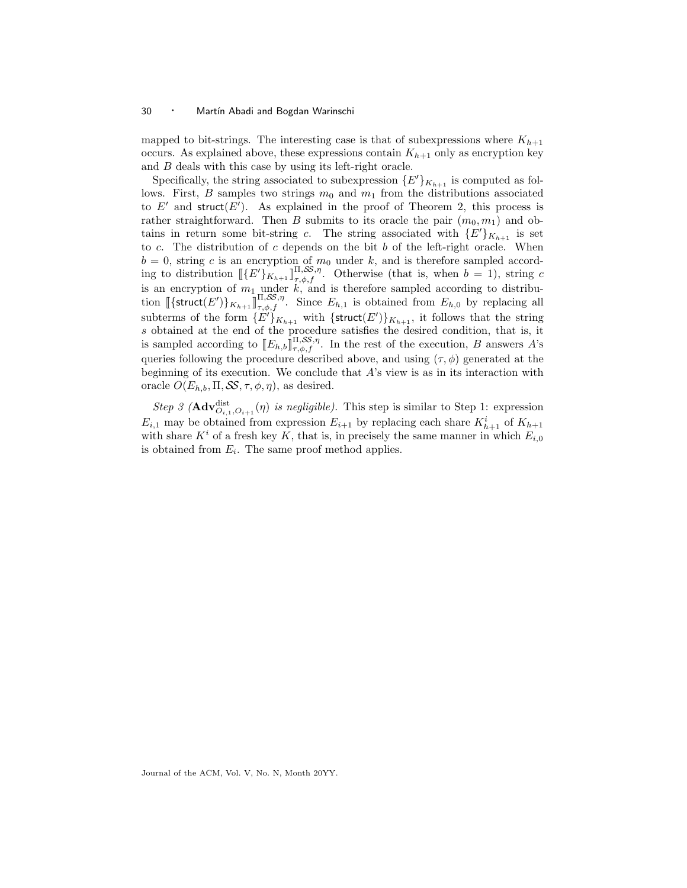mapped to bit-strings. The interesting case is that of subexpressions where $K_{h+1}$ occurs. As explained above, these expressions contain $K_{h+1}$ only as encryption key and $B$ deals with this case by using its left-right oracle.

Specifically, the string associated to subexpression $\{E'\}_{K_{h+1}}$ is computed as follows. First, $B$ samples two strings $m_0$ and $m_1$ from the distributions associated to $E'$ and $\mathsf{struct}(E')$. As explained in the proof of Theorem 2, this process is rather straightforward. Then $B$ submits to its oracle the pair $(m_0, m_1)$ and obtains in return some bit-string $c$. The string associated with $\{E'\}_{K_{h+1}}$ is set to $c$. The distribution of $c$ depends on the bit $b$ of the left-right oracle. When $b = 0$, string $c$ is an encryption of $m_0$ under $k$, and is therefore sampled according to distribution $[\![\{E'\}_{K_{h+1}}]\!]^{\Pi,\mathcal{SS},\eta}_{\tau,\phi,f}$. Otherwise (that is, when $b = 1$), string $c$ is an encryption of $m_1$ under $k$, and is therefore sampled according to distribution $[\![\{\mathsf{struct}(E')\}_{K_{h+1}}]\!]^{\Pi,\mathcal{SS},\eta}_{\tau,\phi,f}$. Since $E_{h,1}$ is obtained from $E_{h,0}$ by replacing all subterms of the form $\{E'\}_{K_{h+1}}$ with $\{\mathsf{struct}(E')\}_{K_{h+1}}$, it follows that the string $s$ obtained at the end of the procedure satisfies the desired condition, that is, it is sampled according to $[\![E_{h,b}]\!]^{\Pi,\mathcal{SS},\eta}_{\tau,\phi,f}$. In the rest of the execution, $B$ answers $A$'s queries following the procedure described above, and using $(\tau, \phi)$ generated at the beginning of its execution. We conclude that $A$'s view is as in its interaction with oracle $O(E_{h,b}, \Pi, \mathcal{SS}, \tau, \phi, \eta)$, as desired.

*Step 3 ($\mathbf{Adv}^{\mathrm{dist}}_{O_{i,1},O_{i+1}}(\eta)$ is negligible).* This step is similar to Step 1: expression $E_{i,1}$ may be obtained from expression $E_{i+1}$ by replacing each share $K^i_{h+1}$ of $K_{h+1}$ with share $K^i$ of a fresh key $K$, that is, in precisely the same manner in which $E_{i,0}$ is obtained from $E_i$. The same proof method applies.